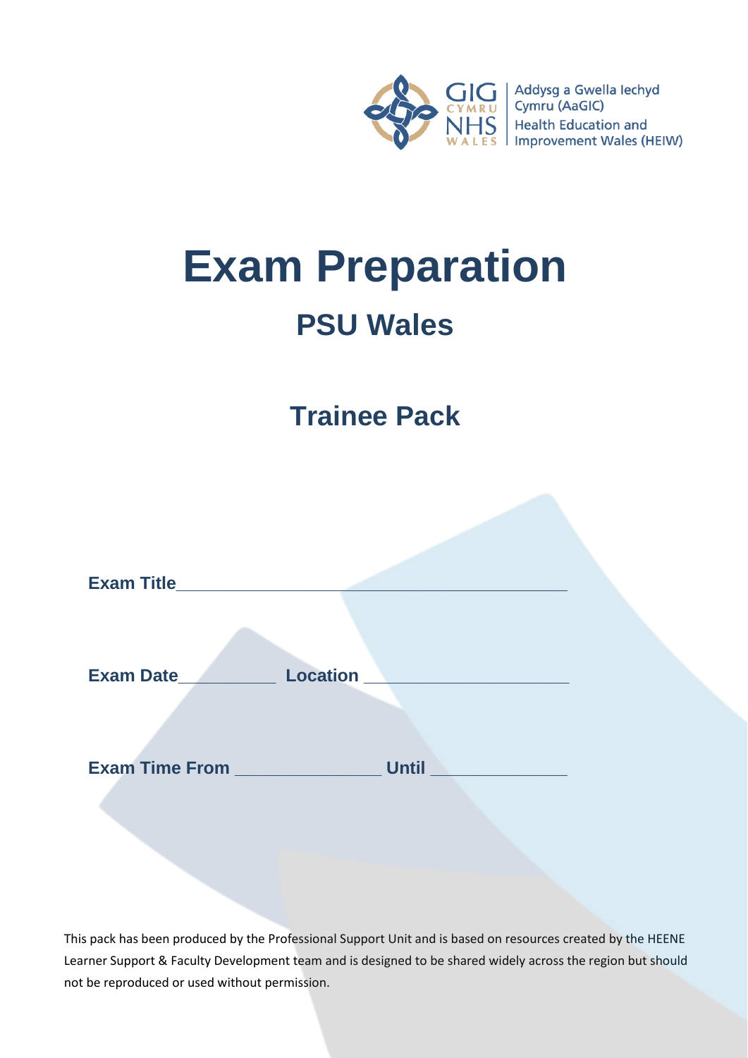GIG CYMRU NHS WALES | Addysg a Gwella Iechyd Cymru (AaGIC) Health Education and Improvement Wales (HEIW)

# Exam Preparation

## PSU Wales

## Trainee Pack

**Exam Title**\_\_\_\_\_\_\_\_\_\_\_\_\_\_\_\_\_\_\_\_\_\_\_\_\_\_\_\_\_\_\_\_\_\_\_\_\_\_\_\_

**Exam Date**\_\_\_\_\_\_\_\_\_\_ **Location** \_\_\_\_\_\_\_\_\_\_\_\_\_\_\_\_\_\_\_\_

**Exam Time From** \_\_\_\_\_\_\_\_\_\_\_\_\_\_\_ **Until** \_\_\_\_\_\_\_\_\_\_\_\_\_\_

This pack has been produced by the Professional Support Unit and is based on resources created by the HEENE Learner Support & Faculty Development team and is designed to be shared widely across the region but should not be reproduced or used without permission.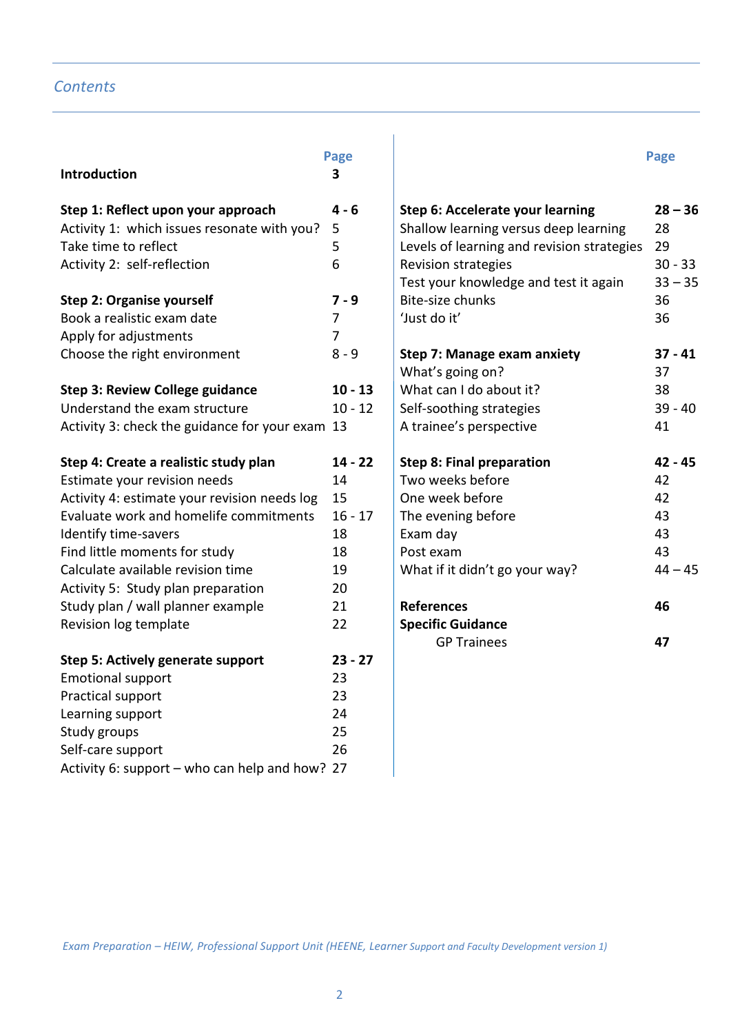## *Contents*

| | Page |
|---|---|
| **Introduction** | **3** |
| **Step 1: Reflect upon your approach** | **4 - 6** |
| Activity 1: which issues resonate with you? | 5 |
| Take time to reflect | 5 |
| Activity 2: self-reflection | 6 |
| **Step 2: Organise yourself** | **7 - 9** |
| Book a realistic exam date | 7 |
| Apply for adjustments | 7 |
| Choose the right environment | 8 - 9 |
| **Step 3: Review College guidance** | **10 - 13** |
| Understand the exam structure | 10 - 12 |
| Activity 3: check the guidance for your exam | 13 |
| **Step 4: Create a realistic study plan** | **14 - 22** |
| Estimate your revision needs | 14 |
| Activity 4: estimate your revision needs log | 15 |
| Evaluate work and homelife commitments | 16 - 17 |
| Identify time-savers | 18 |
| Find little moments for study | 18 |
| Calculate available revision time | 19 |
| Activity 5: Study plan preparation | 20 |
| Study plan / wall planner example | 21 |
| Revision log template | 22 |
| **Step 5: Actively generate support** | **23 - 27** |
| Emotional support | 23 |
| Practical support | 23 |
| Learning support | 24 |
| Study groups | 25 |
| Self-care support | 26 |
| Activity 6: support – who can help and how? | 27 |
| **Step 6: Accelerate your learning** | **28 – 36** |
| Shallow learning versus deep learning | 28 |
| Levels of learning and revision strategies | 29 |
| Revision strategies | 30 - 33 |
| Test your knowledge and test it again | 33 – 35 |
| Bite-size chunks | 36 |
| 'Just do it' | 36 |
| **Step 7: Manage exam anxiety** | **37 - 41** |
| What's going on? | 37 |
| What can I do about it? | 38 |
| Self-soothing strategies | 39 - 40 |
| A trainee's perspective | 41 |
| **Step 8: Final preparation** | **42 - 45** |
| Two weeks before | 42 |
| One week before | 42 |
| The evening before | 43 |
| Exam day | 43 |
| Post exam | 43 |
| What if it didn't go your way? | 44 – 45 |
| **References** | **46** |
| **Specific Guidance** | |
| GP Trainees | **47** |

*Exam Preparation – HEIW, Professional Support Unit (HEENE, Learner Support and Faculty Development version 1)*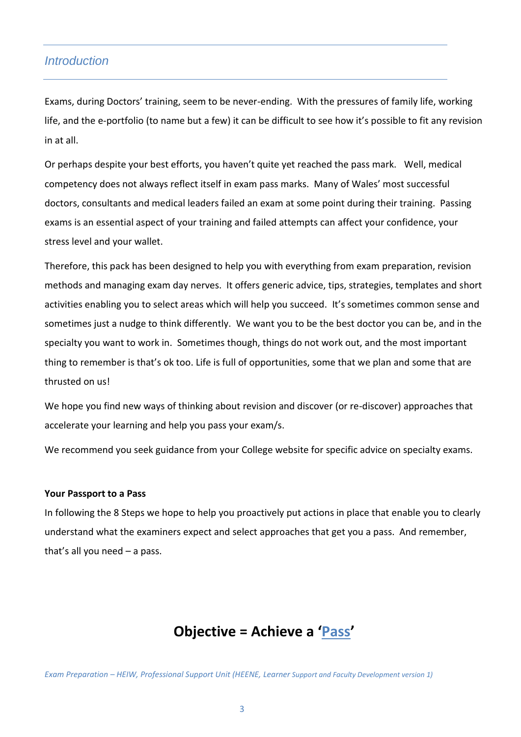## *Introduction*

Exams, during Doctors' training, seem to be never-ending. With the pressures of family life, working life, and the e-portfolio (to name but a few) it can be difficult to see how it's possible to fit any revision in at all.

Or perhaps despite your best efforts, you haven't quite yet reached the pass mark. Well, medical competency does not always reflect itself in exam pass marks. Many of Wales' most successful doctors, consultants and medical leaders failed an exam at some point during their training. Passing exams is an essential aspect of your training and failed attempts can affect your confidence, your stress level and your wallet.

Therefore, this pack has been designed to help you with everything from exam preparation, revision methods and managing exam day nerves. It offers generic advice, tips, strategies, templates and short activities enabling you to select areas which will help you succeed. It's sometimes common sense and sometimes just a nudge to think differently. We want you to be the best doctor you can be, and in the specialty you want to work in. Sometimes though, things do not work out, and the most important thing to remember is that's ok too. Life is full of opportunities, some that we plan and some that are thrusted on us!

We hope you find new ways of thinking about revision and discover (or re-discover) approaches that accelerate your learning and help you pass your exam/s.

We recommend you seek guidance from your College website for specific advice on specialty exams.

**Your Passport to a Pass**

In following the 8 Steps we hope to help you proactively put actions in place that enable you to clearly understand what the examiners expect and select approaches that get you a pass. And remember, that's all you need – a pass.

**Objective = Achieve a '<u>Pass</u>'**

*Exam Preparation – HEIW, Professional Support Unit (HEENE, Learner Support and Faculty Development version 1)*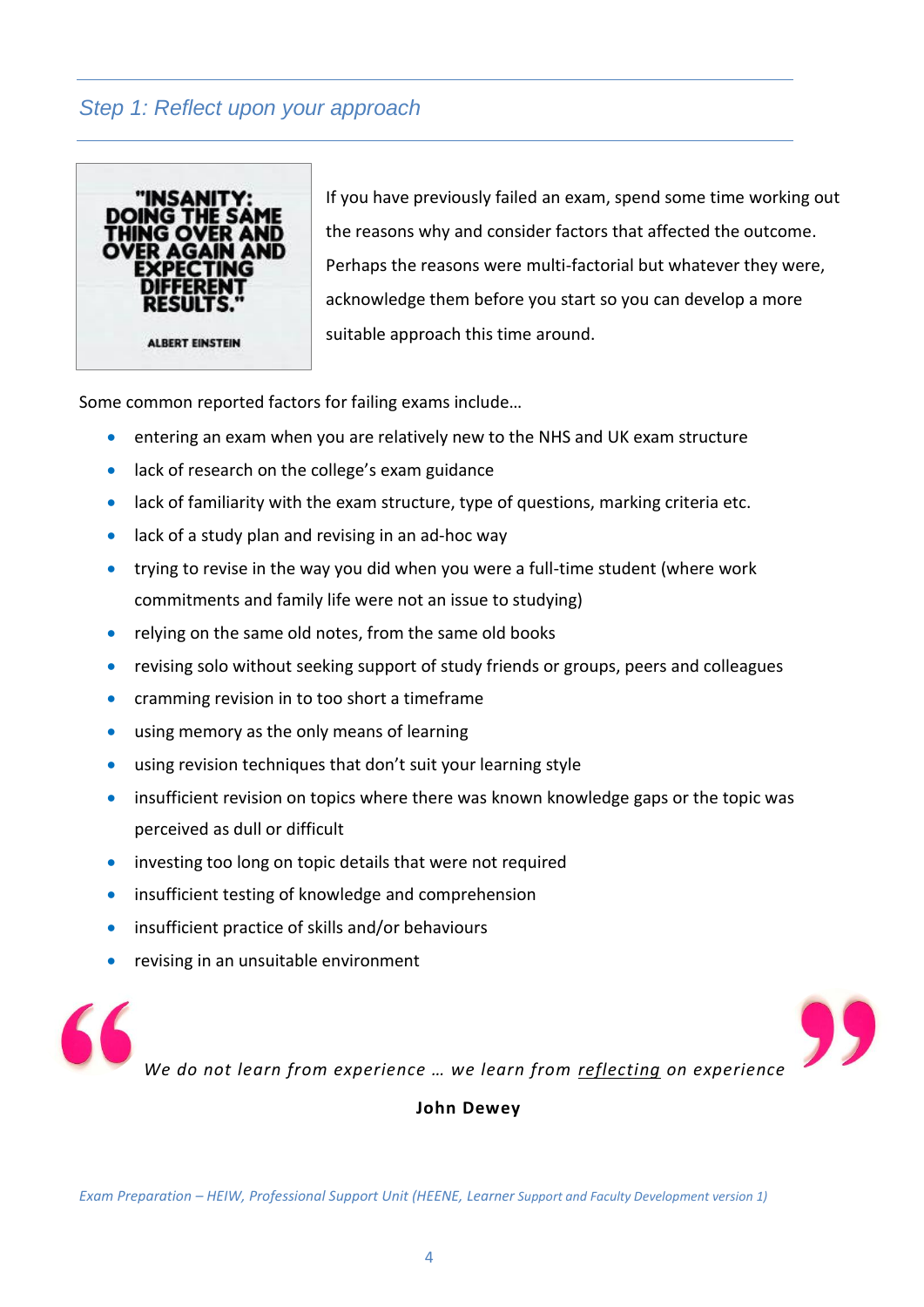## Step 1: Reflect upon your approach

"INSANITY: DOING THE SAME THING OVER AND OVER AGAIN AND EXPECTING DIFFERENT RESULTS."

ALBERT EINSTEIN

If you have previously failed an exam, spend some time working out the reasons why and consider factors that affected the outcome. Perhaps the reasons were multi-factorial but whatever they were, acknowledge them before you start so you can develop a more suitable approach this time around.

Some common reported factors for failing exams include…

- entering an exam when you are relatively new to the NHS and UK exam structure
- lack of research on the college's exam guidance
- lack of familiarity with the exam structure, type of questions, marking criteria etc.
- lack of a study plan and revising in an ad-hoc way
- trying to revise in the way you did when you were a full-time student (where work commitments and family life were not an issue to studying)
- relying on the same old notes, from the same old books
- revising solo without seeking support of study friends or groups, peers and colleagues
- cramming revision in to too short a timeframe
- using memory as the only means of learning
- using revision techniques that don't suit your learning style
- insufficient revision on topics where there was known knowledge gaps or the topic was perceived as dull or difficult
- investing too long on topic details that were not required
- insufficient testing of knowledge and comprehension
- insufficient practice of skills and/or behaviours
- revising in an unsuitable environment

> *We do not learn from experience … we learn from reflecting on experience*
>
> **John Dewey**

*Exam Preparation – HEIW, Professional Support Unit (HEENE, Learner Support and Faculty Development version 1)*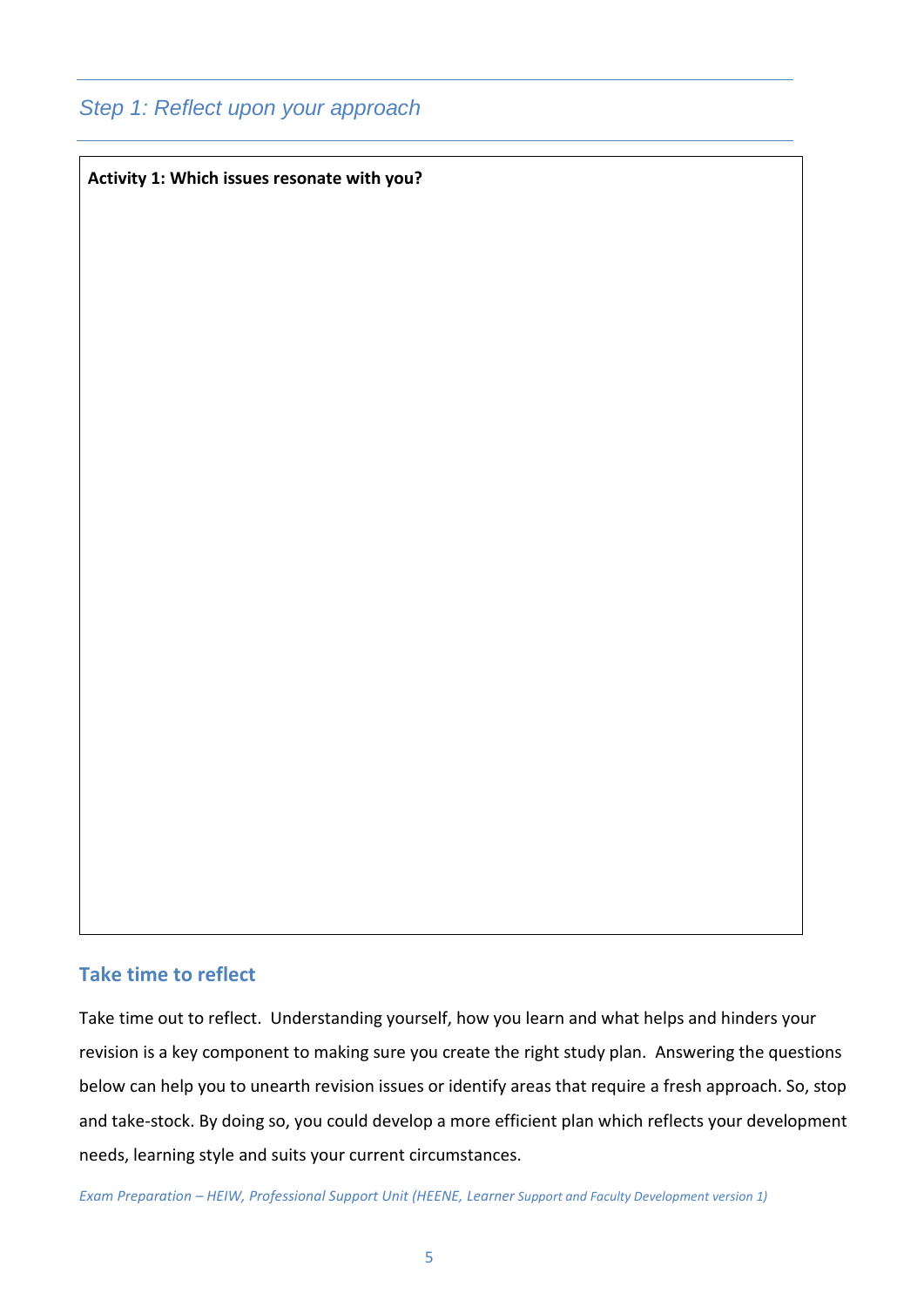## *Step 1: Reflect upon your approach*

**Activity 1: Which issues resonate with you?**

### Take time to reflect

Take time out to reflect. Understanding yourself, how you learn and what helps and hinders your revision is a key component to making sure you create the right study plan. Answering the questions below can help you to unearth revision issues or identify areas that require a fresh approach. So, stop and take-stock. By doing so, you could develop a more efficient plan which reflects your development needs, learning style and suits your current circumstances.

*Exam Preparation – HEIW, Professional Support Unit (HEENE, Learner Support and Faculty Development version 1)*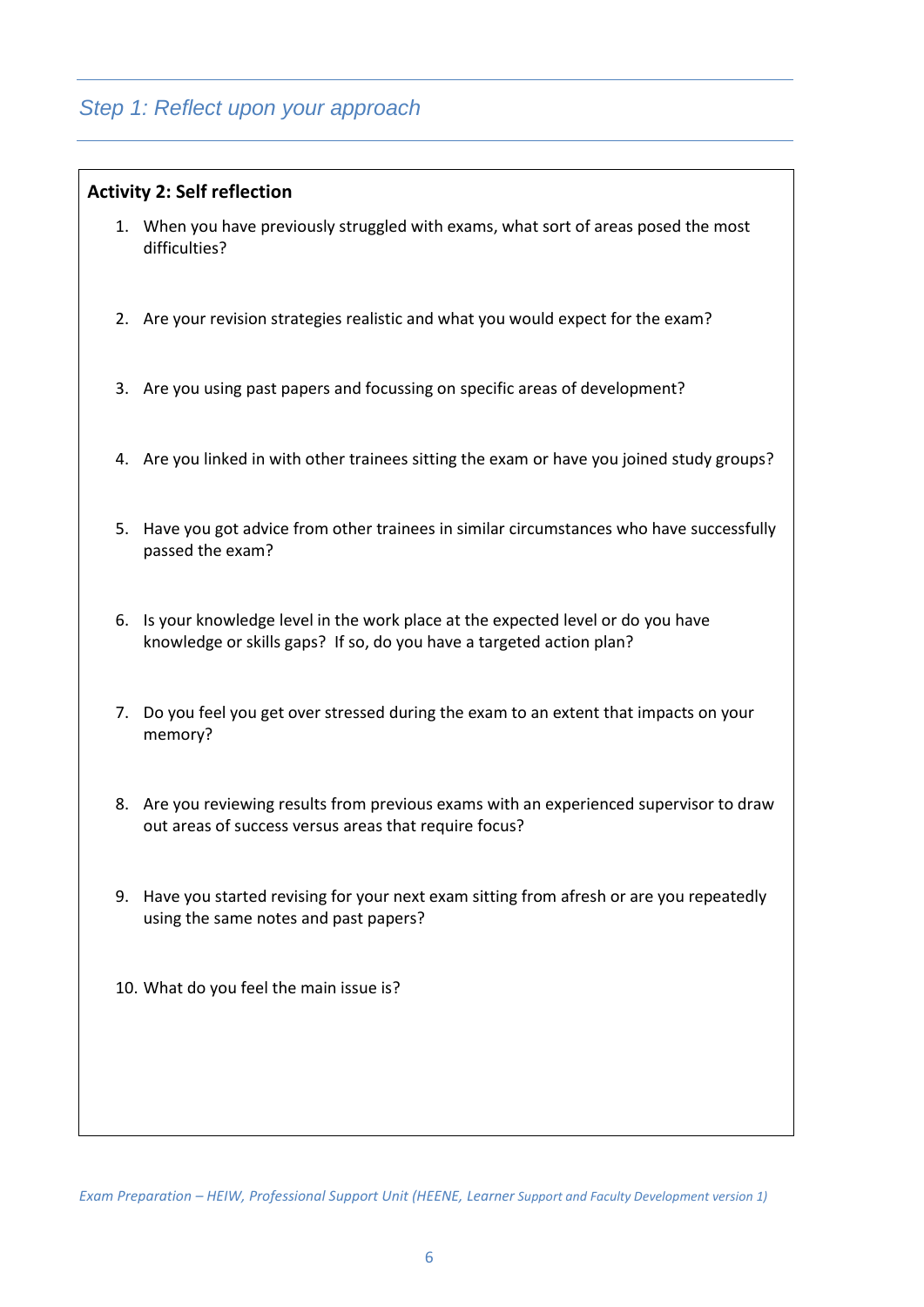## *Step 1: Reflect upon your approach*

**Activity 2: Self reflection**

1. When you have previously struggled with exams, what sort of areas posed the most difficulties?

2. Are your revision strategies realistic and what you would expect for the exam?

3. Are you using past papers and focussing on specific areas of development?

4. Are you linked in with other trainees sitting the exam or have you joined study groups?

5. Have you got advice from other trainees in similar circumstances who have successfully passed the exam?

6. Is your knowledge level in the work place at the expected level or do you have knowledge or skills gaps? If so, do you have a targeted action plan?

7. Do you feel you get over stressed during the exam to an extent that impacts on your memory?

8. Are you reviewing results from previous exams with an experienced supervisor to draw out areas of success versus areas that require focus?

9. Have you started revising for your next exam sitting from afresh or are you repeatedly using the same notes and past papers?

10. What do you feel the main issue is?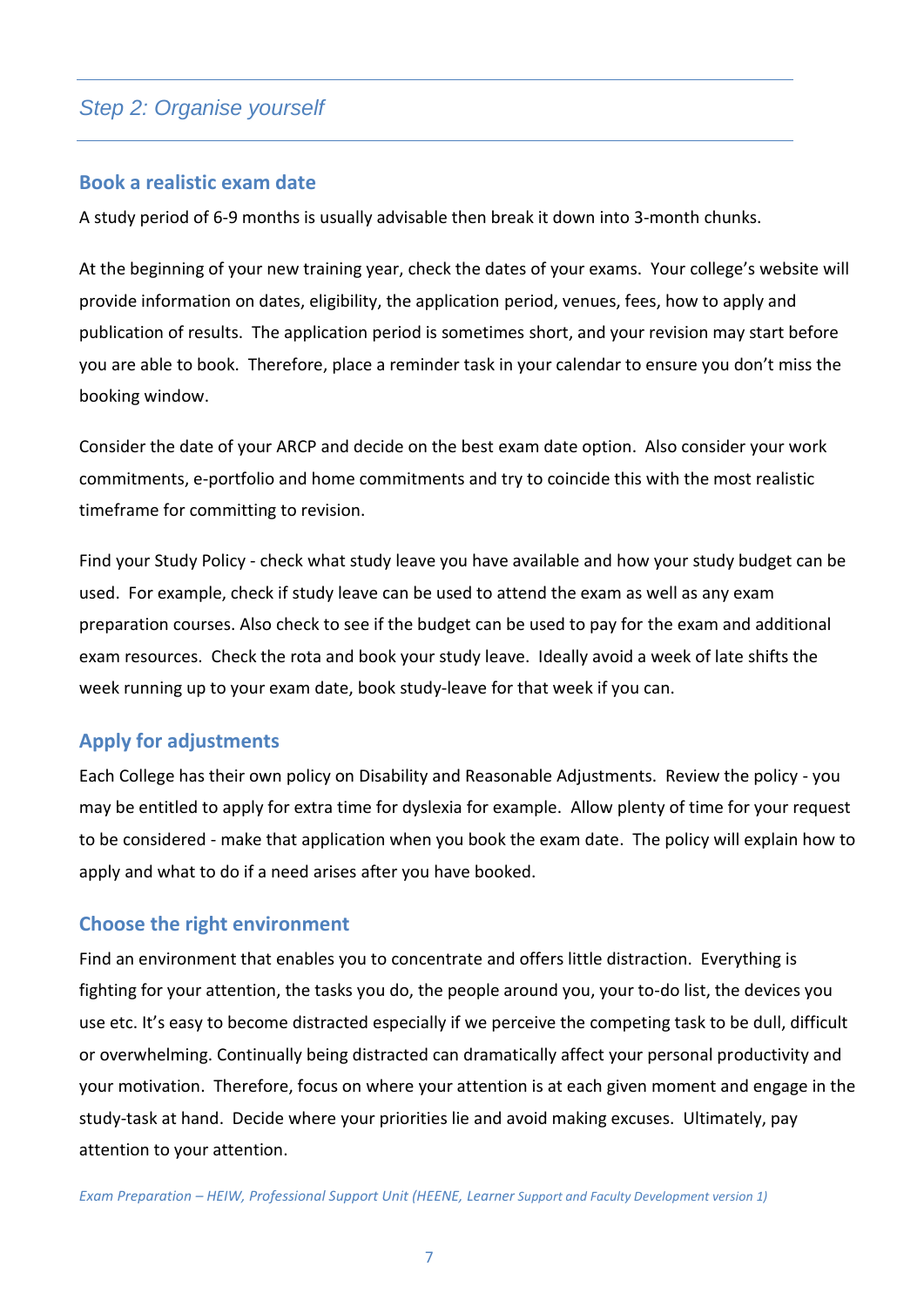## Step 2: Organise yourself

### Book a realistic exam date

A study period of 6-9 months is usually advisable then break it down into 3-month chunks.

At the beginning of your new training year, check the dates of your exams. Your college's website will provide information on dates, eligibility, the application period, venues, fees, how to apply and publication of results. The application period is sometimes short, and your revision may start before you are able to book. Therefore, place a reminder task in your calendar to ensure you don't miss the booking window.

Consider the date of your ARCP and decide on the best exam date option. Also consider your work commitments, e-portfolio and home commitments and try to coincide this with the most realistic timeframe for committing to revision.

Find your Study Policy - check what study leave you have available and how your study budget can be used. For example, check if study leave can be used to attend the exam as well as any exam preparation courses. Also check to see if the budget can be used to pay for the exam and additional exam resources. Check the rota and book your study leave. Ideally avoid a week of late shifts the week running up to your exam date, book study-leave for that week if you can.

### Apply for adjustments

Each College has their own policy on Disability and Reasonable Adjustments. Review the policy - you may be entitled to apply for extra time for dyslexia for example. Allow plenty of time for your request to be considered - make that application when you book the exam date. The policy will explain how to apply and what to do if a need arises after you have booked.

### Choose the right environment

Find an environment that enables you to concentrate and offers little distraction. Everything is fighting for your attention, the tasks you do, the people around you, your to-do list, the devices you use etc. It's easy to become distracted especially if we perceive the competing task to be dull, difficult or overwhelming. Continually being distracted can dramatically affect your personal productivity and your motivation. Therefore, focus on where your attention is at each given moment and engage in the study-task at hand. Decide where your priorities lie and avoid making excuses. Ultimately, pay attention to your attention.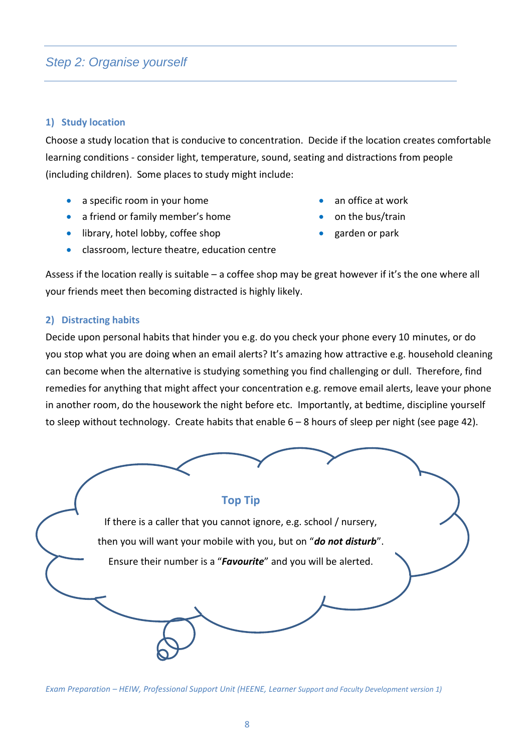## Step 2: Organise yourself

### 1) Study location

Choose a study location that is conducive to concentration. Decide if the location creates comfortable learning conditions - consider light, temperature, sound, seating and distractions from people (including children). Some places to study might include:

- a specific room in your home
- a friend or family member's home
- library, hotel lobby, coffee shop
- classroom, lecture theatre, education centre
- an office at work
- on the bus/train
- garden or park

Assess if the location really is suitable – a coffee shop may be great however if it's the one where all your friends meet then becoming distracted is highly likely.

### 2) Distracting habits

Decide upon personal habits that hinder you e.g. do you check your phone every 10 minutes, or do you stop what you are doing when an email alerts? It's amazing how attractive e.g. household cleaning can become when the alternative is studying something you find challenging or dull. Therefore, find remedies for anything that might affect your concentration e.g. remove email alerts, leave your phone in another room, do the housework the night before etc. Importantly, at bedtime, discipline yourself to sleep without technology. Create habits that enable 6 – 8 hours of sleep per night (see page 42).

**Top Tip**

If there is a caller that you cannot ignore, e.g. school / nursery, then you will want your mobile with you, but on "***do not disturb***". Ensure their number is a "***Favourite***" and you will be alerted.

*Exam Preparation – HEIW, Professional Support Unit (HEENE, Learner Support and Faculty Development version 1)*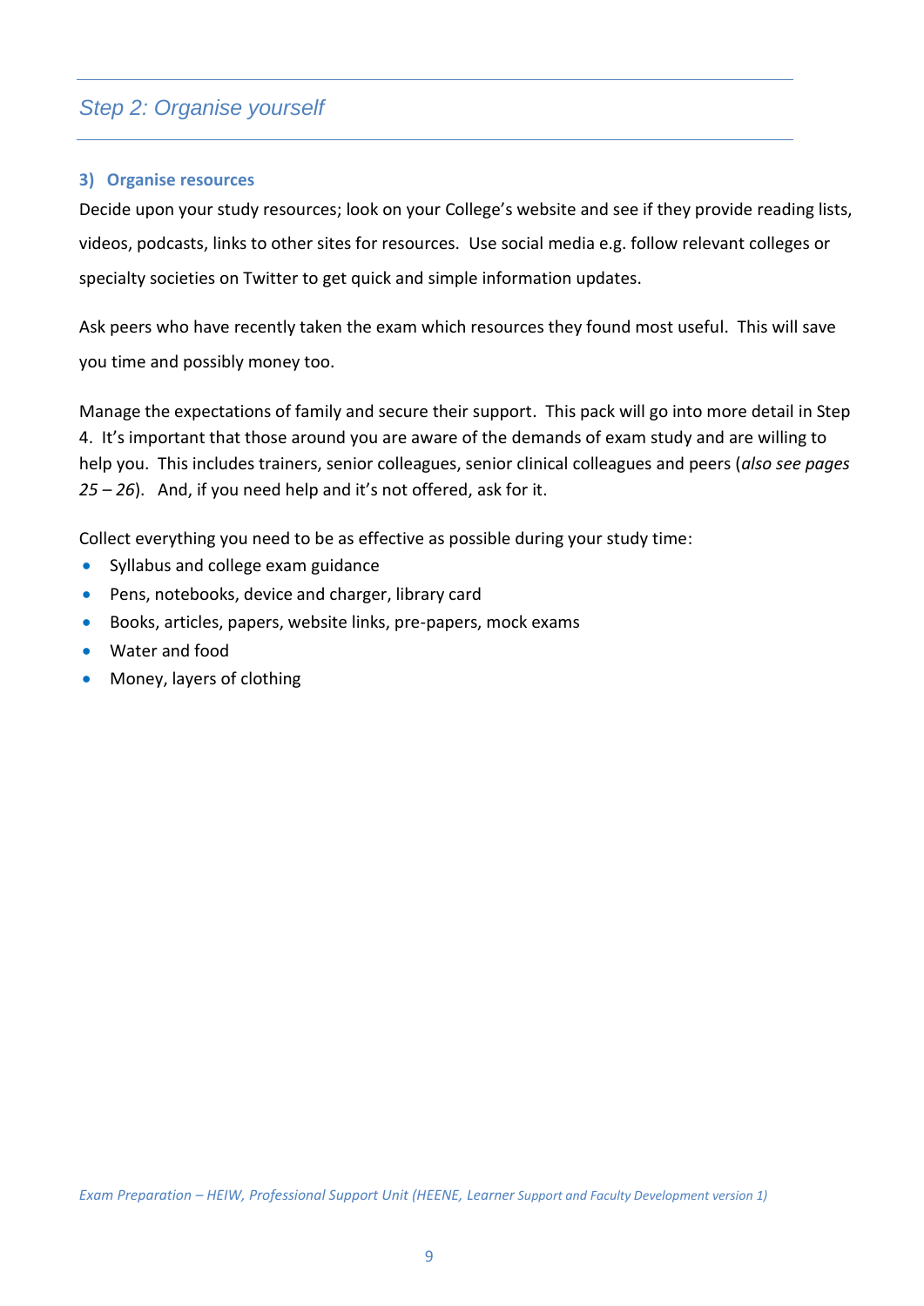## *Step 2: Organise yourself*

### 3) Organise resources

Decide upon your study resources; look on your College's website and see if they provide reading lists, videos, podcasts, links to other sites for resources. Use social media e.g. follow relevant colleges or specialty societies on Twitter to get quick and simple information updates.

Ask peers who have recently taken the exam which resources they found most useful. This will save you time and possibly money too.

Manage the expectations of family and secure their support. This pack will go into more detail in Step 4. It's important that those around you are aware of the demands of exam study and are willing to help you. This includes trainers, senior colleagues, senior clinical colleagues and peers (*also see pages 25 – 26*). And, if you need help and it's not offered, ask for it.

Collect everything you need to be as effective as possible during your study time:

- Syllabus and college exam guidance
- Pens, notebooks, device and charger, library card
- Books, articles, papers, website links, pre-papers, mock exams
- Water and food
- Money, layers of clothing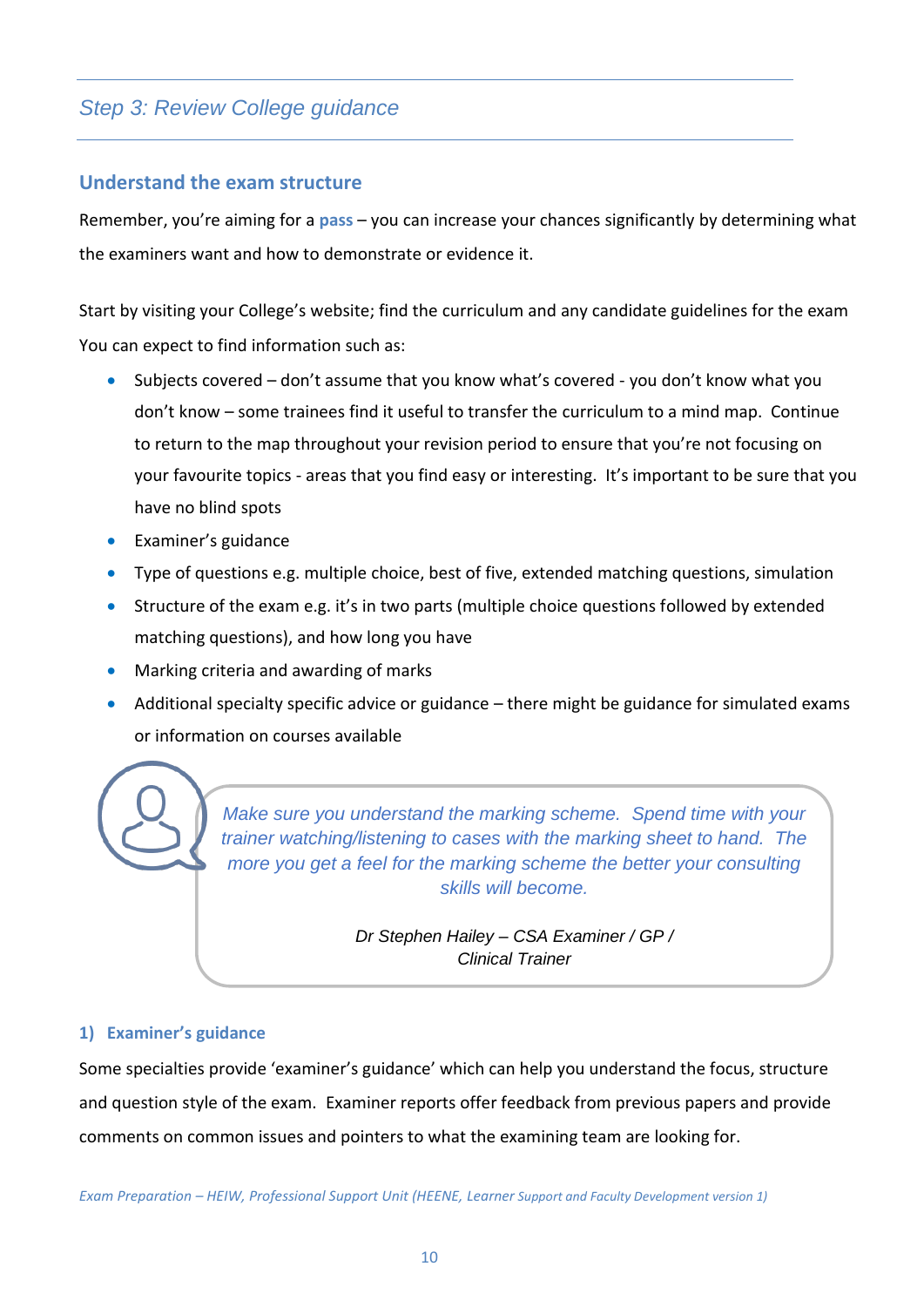## Step 3: Review College guidance

### Understand the exam structure

Remember, you're aiming for a **pass** – you can increase your chances significantly by determining what the examiners want and how to demonstrate or evidence it.

Start by visiting your College's website; find the curriculum and any candidate guidelines for the exam You can expect to find information such as:

- Subjects covered – don't assume that you know what's covered - you don't know what you don't know – some trainees find it useful to transfer the curriculum to a mind map. Continue to return to the map throughout your revision period to ensure that you're not focusing on your favourite topics - areas that you find easy or interesting. It's important to be sure that you have no blind spots
- Examiner's guidance
- Type of questions e.g. multiple choice, best of five, extended matching questions, simulation
- Structure of the exam e.g. it's in two parts (multiple choice questions followed by extended matching questions), and how long you have
- Marking criteria and awarding of marks
- Additional specialty specific advice or guidance – there might be guidance for simulated exams or information on courses available

> *Make sure you understand the marking scheme. Spend time with your trainer watching/listening to cases with the marking sheet to hand. The more you get a feel for the marking scheme the better your consulting skills will become.*
>
> *Dr Stephen Hailey – CSA Examiner / GP / Clinical Trainer*

#### 1) Examiner's guidance

Some specialties provide 'examiner's guidance' which can help you understand the focus, structure and question style of the exam. Examiner reports offer feedback from previous papers and provide comments on common issues and pointers to what the examining team are looking for.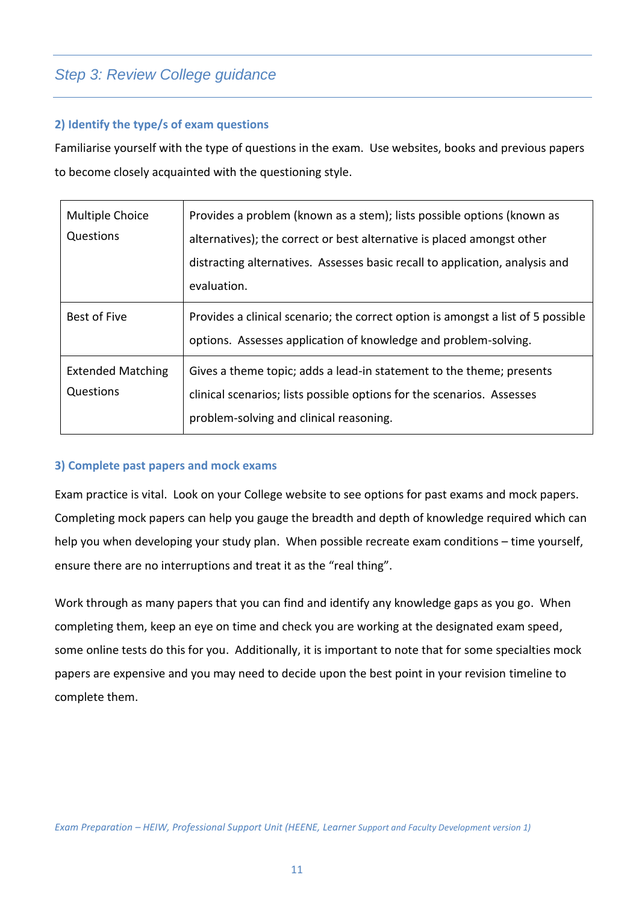## Step 3: Review College guidance

### 2) Identify the type/s of exam questions

Familiarise yourself with the type of questions in the exam. Use websites, books and previous papers to become closely acquainted with the questioning style.

| | |
|---|---|
| Multiple Choice Questions | Provides a problem (known as a stem); lists possible options (known as alternatives); the correct or best alternative is placed amongst other distracting alternatives. Assesses basic recall to application, analysis and evaluation. |
| Best of Five | Provides a clinical scenario; the correct option is amongst a list of 5 possible options. Assesses application of knowledge and problem-solving. |
| Extended Matching Questions | Gives a theme topic; adds a lead-in statement to the theme; presents clinical scenarios; lists possible options for the scenarios. Assesses problem-solving and clinical reasoning. |

### 3) Complete past papers and mock exams

Exam practice is vital. Look on your College website to see options for past exams and mock papers. Completing mock papers can help you gauge the breadth and depth of knowledge required which can help you when developing your study plan. When possible recreate exam conditions – time yourself, ensure there are no interruptions and treat it as the "real thing".

Work through as many papers that you can find and identify any knowledge gaps as you go. When completing them, keep an eye on time and check you are working at the designated exam speed, some online tests do this for you. Additionally, it is important to note that for some specialties mock papers are expensive and you may need to decide upon the best point in your revision timeline to complete them.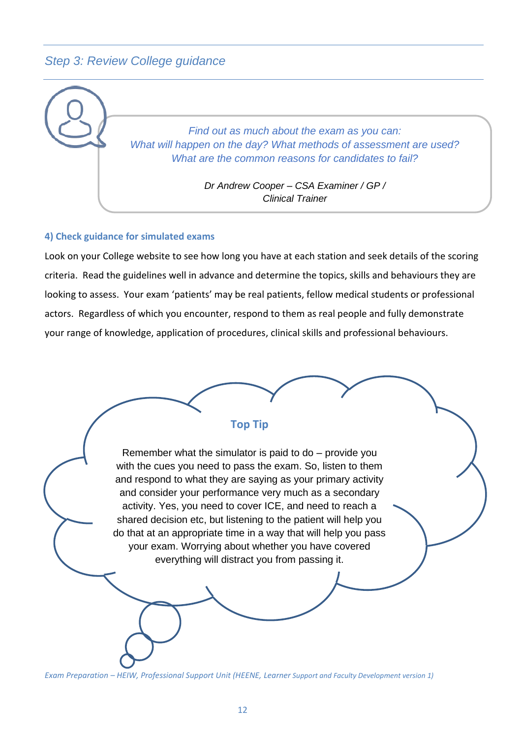## *Step 3: Review College guidance*

> *Find out as much about the exam as you can:*
> *What will happen on the day? What methods of assessment are used?*
> *What are the common reasons for candidates to fail?*
>
> *Dr Andrew Cooper – CSA Examiner / GP / Clinical Trainer*

### 4) Check guidance for simulated exams

Look on your College website to see how long you have at each station and seek details of the scoring criteria. Read the guidelines well in advance and determine the topics, skills and behaviours they are looking to assess. Your exam 'patients' may be real patients, fellow medical students or professional actors. Regardless of which you encounter, respond to them as real people and fully demonstrate your range of knowledge, application of procedures, clinical skills and professional behaviours.

**Top Tip**

Remember what the simulator is paid to do – provide you with the cues you need to pass the exam. So, listen to them and respond to what they are saying as your primary activity and consider your performance very much as a secondary activity. Yes, you need to cover ICE, and need to reach a shared decision etc, but listening to the patient will help you do that at an appropriate time in a way that will help you pass your exam. Worrying about whether you have covered everything will distract you from passing it.

*Exam Preparation – HEIW, Professional Support Unit (HEENE, Learner Support and Faculty Development version 1)*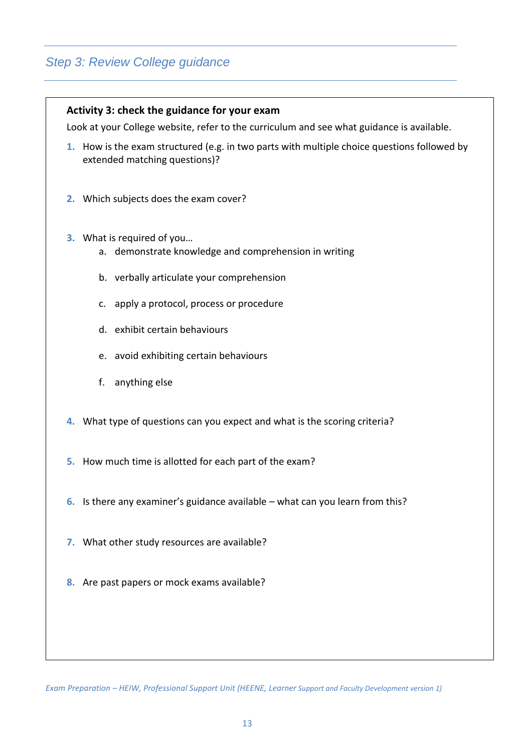## *Step 3: Review College guidance*

**Activity 3: check the guidance for your exam**

Look at your College website, refer to the curriculum and see what guidance is available.

1. How is the exam structured (e.g. in two parts with multiple choice questions followed by extended matching questions)?

2. Which subjects does the exam cover?

3. What is required of you…
   a. demonstrate knowledge and comprehension in writing
   b. verbally articulate your comprehension
   c. apply a protocol, process or procedure
   d. exhibit certain behaviours
   e. avoid exhibiting certain behaviours
   f. anything else

4. What type of questions can you expect and what is the scoring criteria?

5. How much time is allotted for each part of the exam?

6. Is there any examiner's guidance available – what can you learn from this?

7. What other study resources are available?

8. Are past papers or mock exams available?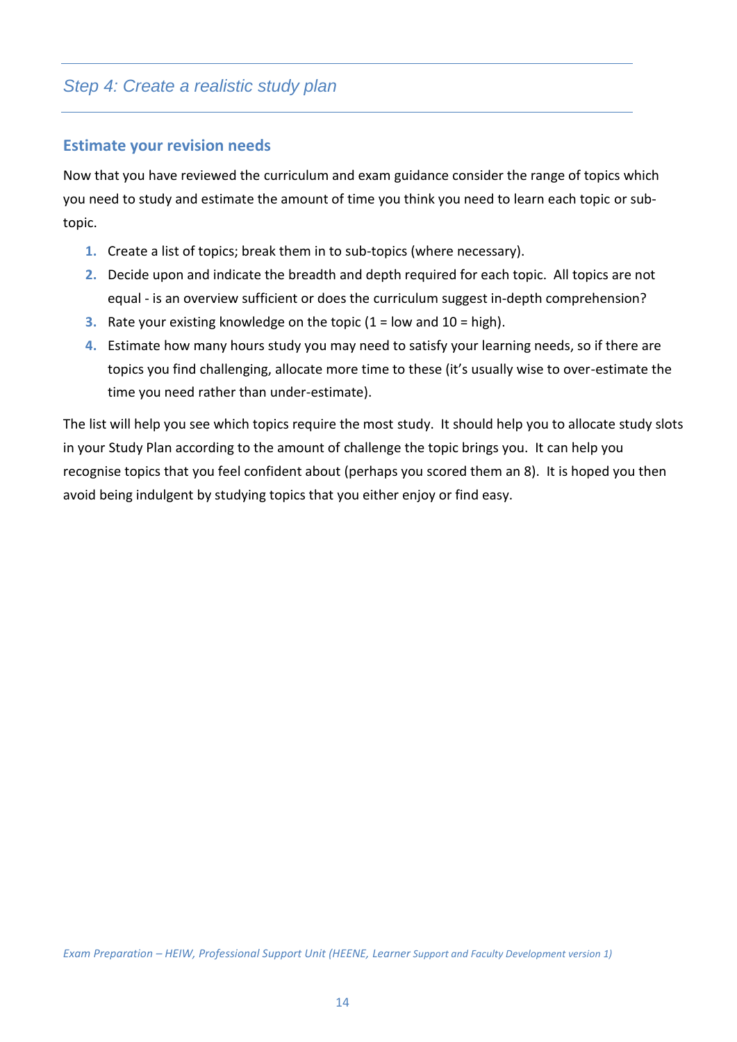## *Step 4: Create a realistic study plan*

### Estimate your revision needs

Now that you have reviewed the curriculum and exam guidance consider the range of topics which you need to study and estimate the amount of time you think you need to learn each topic or sub-topic.

1. Create a list of topics; break them in to sub-topics (where necessary).
2. Decide upon and indicate the breadth and depth required for each topic. All topics are not equal - is an overview sufficient or does the curriculum suggest in-depth comprehension?
3. Rate your existing knowledge on the topic (1 = low and 10 = high).
4. Estimate how many hours study you may need to satisfy your learning needs, so if there are topics you find challenging, allocate more time to these (it's usually wise to over-estimate the time you need rather than under-estimate).

The list will help you see which topics require the most study. It should help you to allocate study slots in your Study Plan according to the amount of challenge the topic brings you. It can help you recognise topics that you feel confident about (perhaps you scored them an 8). It is hoped you then avoid being indulgent by studying topics that you either enjoy or find easy.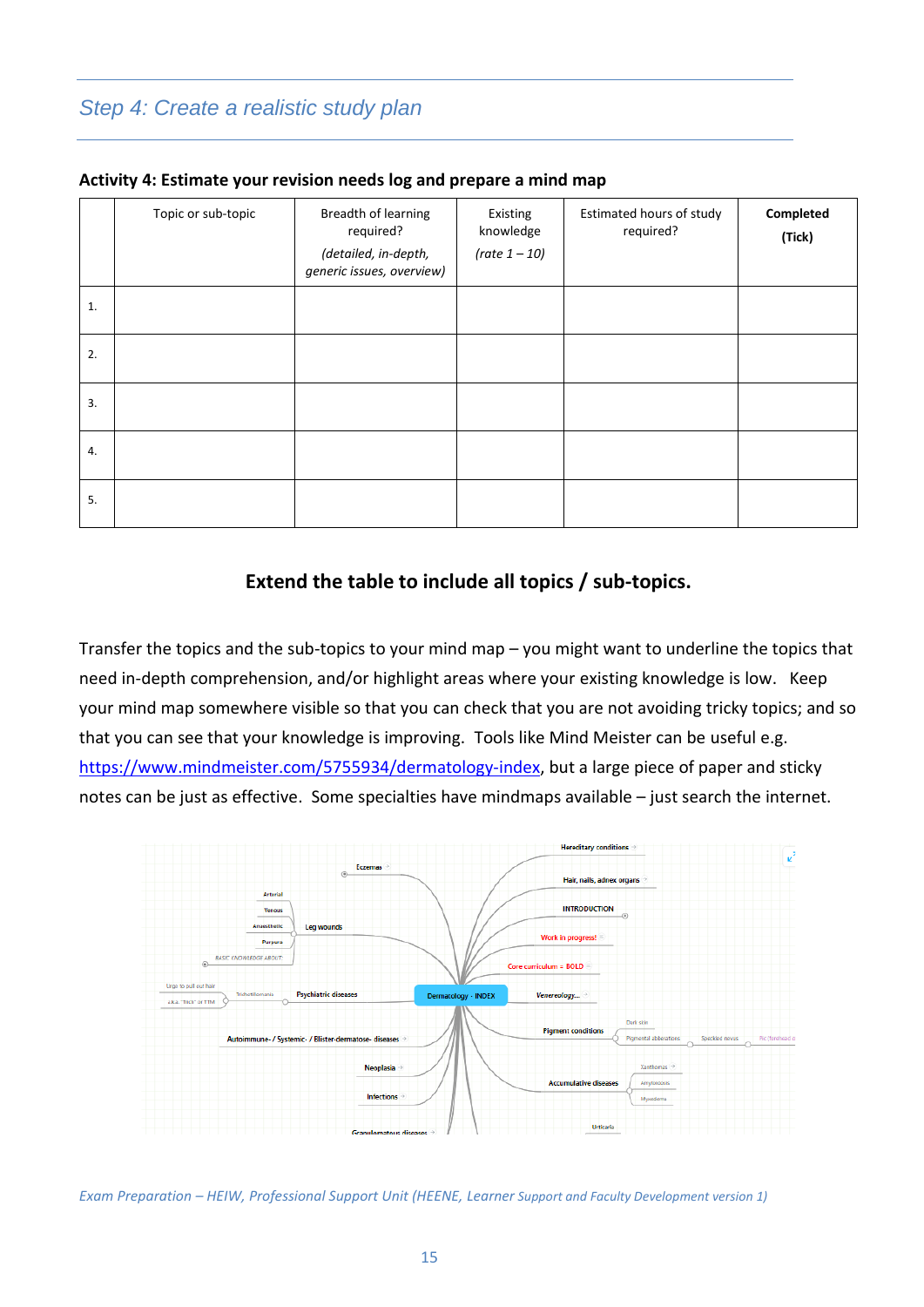## Step 4: Create a realistic study plan

**Activity 4: Estimate your revision needs log and prepare a mind map**

| | Topic or sub-topic | Breadth of learning required? *(detailed, in-depth, generic issues, overview)* | Existing knowledge *(rate 1 – 10)* | Estimated hours of study required? | **Completed (Tick)** |
|---|---|---|---|---|---|
| 1. | | | | | |
| 2. | | | | | |
| 3. | | | | | |
| 4. | | | | | |
| 5. | | | | | |

**Extend the table to include all topics / sub-topics.**

Transfer the topics and the sub-topics to your mind map – you might want to underline the topics that need in-depth comprehension, and/or highlight areas where your existing knowledge is low. Keep your mind map somewhere visible so that you can check that you are not avoiding tricky topics; and so that you can see that your knowledge is improving. Tools like Mind Meister can be useful e.g. https://www.mindmeister.com/5755934/dermatology-index, but a large piece of paper and sticky notes can be just as effective. Some specialties have mindmaps available – just search the internet.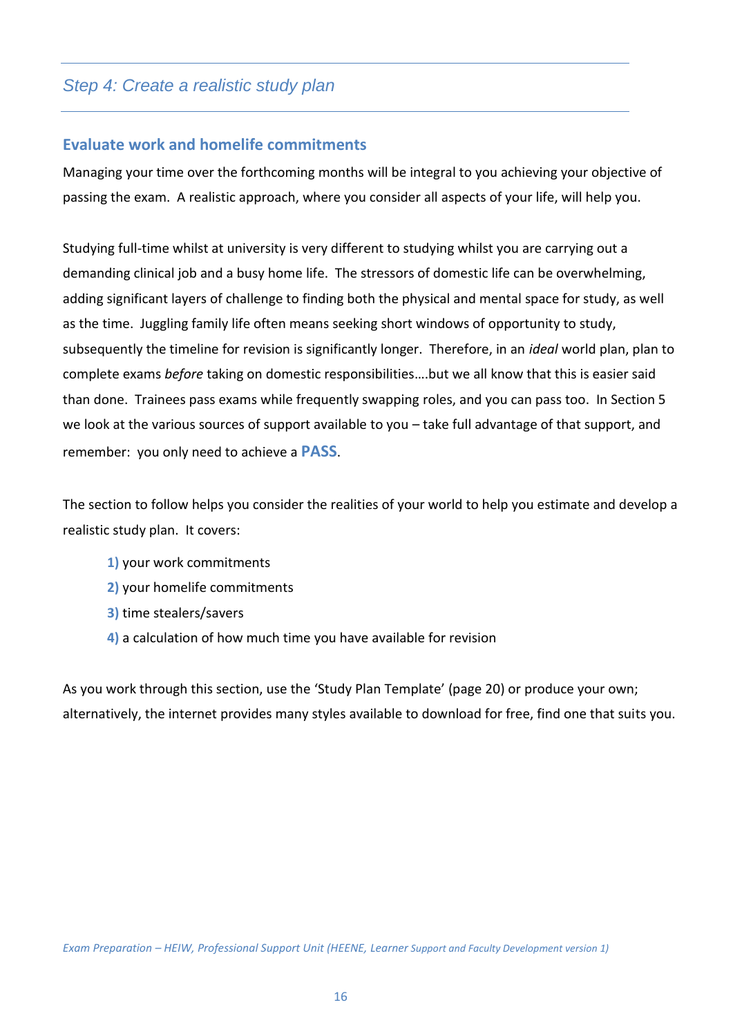## *Step 4: Create a realistic study plan*

### Evaluate work and homelife commitments

Managing your time over the forthcoming months will be integral to you achieving your objective of passing the exam. A realistic approach, where you consider all aspects of your life, will help you.

Studying full-time whilst at university is very different to studying whilst you are carrying out a demanding clinical job and a busy home life. The stressors of domestic life can be overwhelming, adding significant layers of challenge to finding both the physical and mental space for study, as well as the time. Juggling family life often means seeking short windows of opportunity to study, subsequently the timeline for revision is significantly longer. Therefore, in an *ideal* world plan, plan to complete exams *before* taking on domestic responsibilities….but we all know that this is easier said than done. Trainees pass exams while frequently swapping roles, and you can pass too. In Section 5 we look at the various sources of support available to you – take full advantage of that support, and remember: you only need to achieve a **PASS**.

The section to follow helps you consider the realities of your world to help you estimate and develop a realistic study plan. It covers:

1) your work commitments
2) your homelife commitments
3) time stealers/savers
4) a calculation of how much time you have available for revision

As you work through this section, use the 'Study Plan Template' (page 20) or produce your own; alternatively, the internet provides many styles available to download for free, find one that suits you.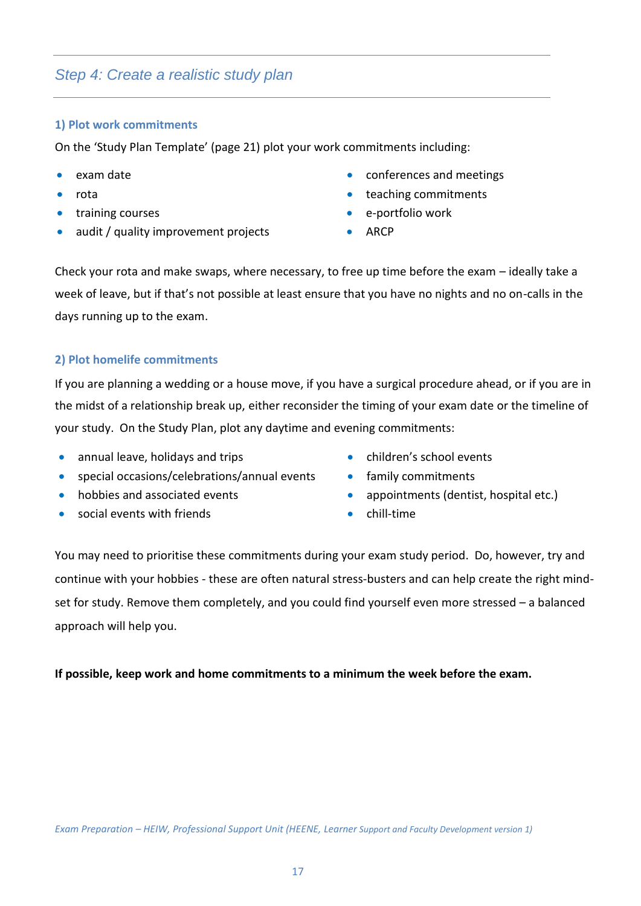## *Step 4: Create a realistic study plan*

### 1) Plot work commitments

On the 'Study Plan Template' (page 21) plot your work commitments including:

- exam date
- rota
- training courses
- audit / quality improvement projects
- conferences and meetings
- teaching commitments
- e-portfolio work
- ARCP

Check your rota and make swaps, where necessary, to free up time before the exam – ideally take a week of leave, but if that's not possible at least ensure that you have no nights and no on-calls in the days running up to the exam.

### 2) Plot homelife commitments

If you are planning a wedding or a house move, if you have a surgical procedure ahead, or if you are in the midst of a relationship break up, either reconsider the timing of your exam date or the timeline of your study. On the Study Plan, plot any daytime and evening commitments:

- annual leave, holidays and trips
- special occasions/celebrations/annual events
- hobbies and associated events
- social events with friends
- children's school events
- family commitments
- appointments (dentist, hospital etc.)
- chill-time

You may need to prioritise these commitments during your exam study period. Do, however, try and continue with your hobbies - these are often natural stress-busters and can help create the right mind-set for study. Remove them completely, and you could find yourself even more stressed – a balanced approach will help you.

**If possible, keep work and home commitments to a minimum the week before the exam.**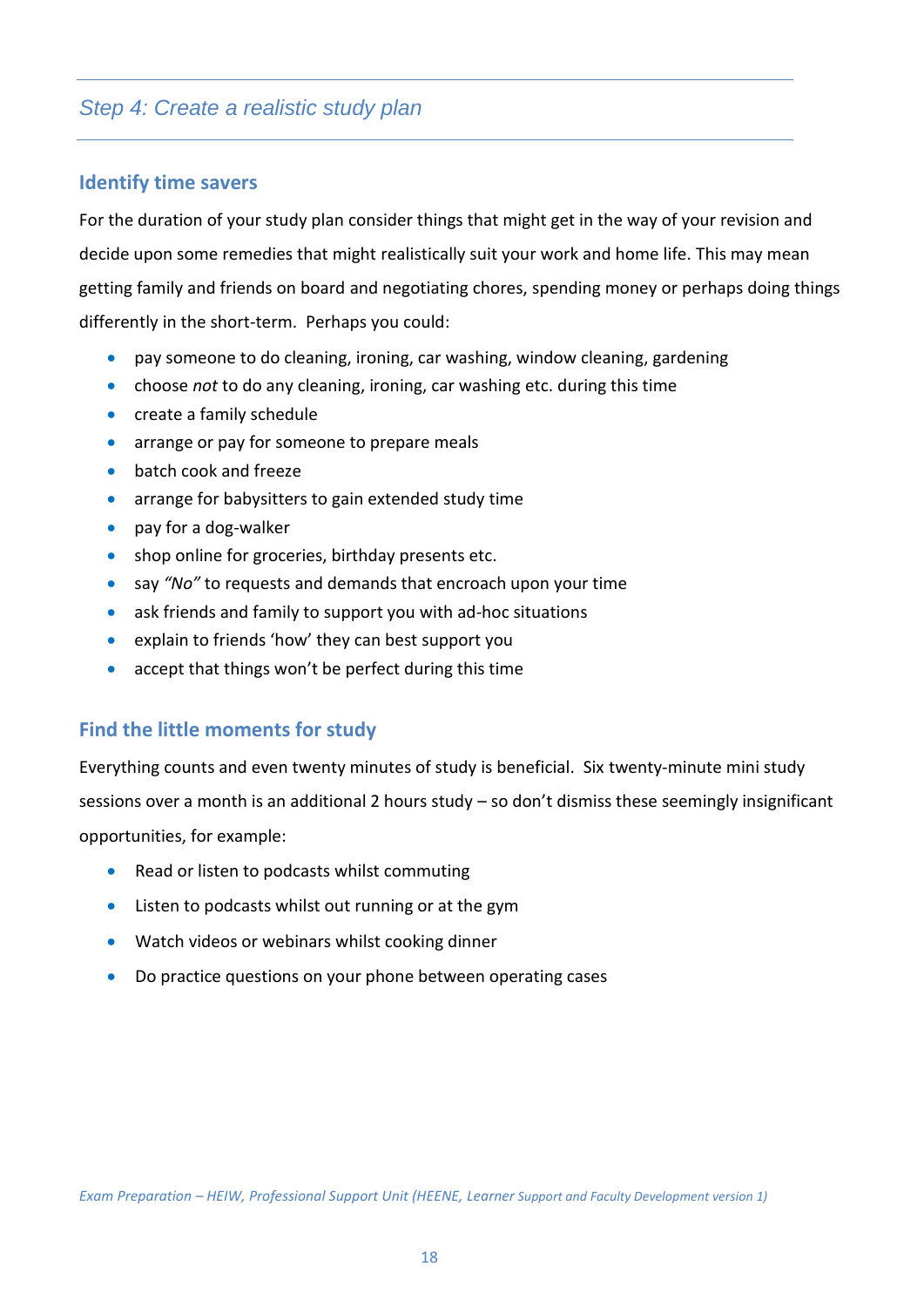## *Step 4: Create a realistic study plan*

### Identify time savers

For the duration of your study plan consider things that might get in the way of your revision and decide upon some remedies that might realistically suit your work and home life. This may mean getting family and friends on board and negotiating chores, spending money or perhaps doing things differently in the short-term. Perhaps you could:

- pay someone to do cleaning, ironing, car washing, window cleaning, gardening
- choose *not* to do any cleaning, ironing, car washing etc. during this time
- create a family schedule
- arrange or pay for someone to prepare meals
- batch cook and freeze
- arrange for babysitters to gain extended study time
- pay for a dog-walker
- shop online for groceries, birthday presents etc.
- say *"No"* to requests and demands that encroach upon your time
- ask friends and family to support you with ad-hoc situations
- explain to friends 'how' they can best support you
- accept that things won't be perfect during this time

### Find the little moments for study

Everything counts and even twenty minutes of study is beneficial. Six twenty-minute mini study sessions over a month is an additional 2 hours study – so don't dismiss these seemingly insignificant opportunities, for example:

- Read or listen to podcasts whilst commuting
- Listen to podcasts whilst out running or at the gym
- Watch videos or webinars whilst cooking dinner
- Do practice questions on your phone between operating cases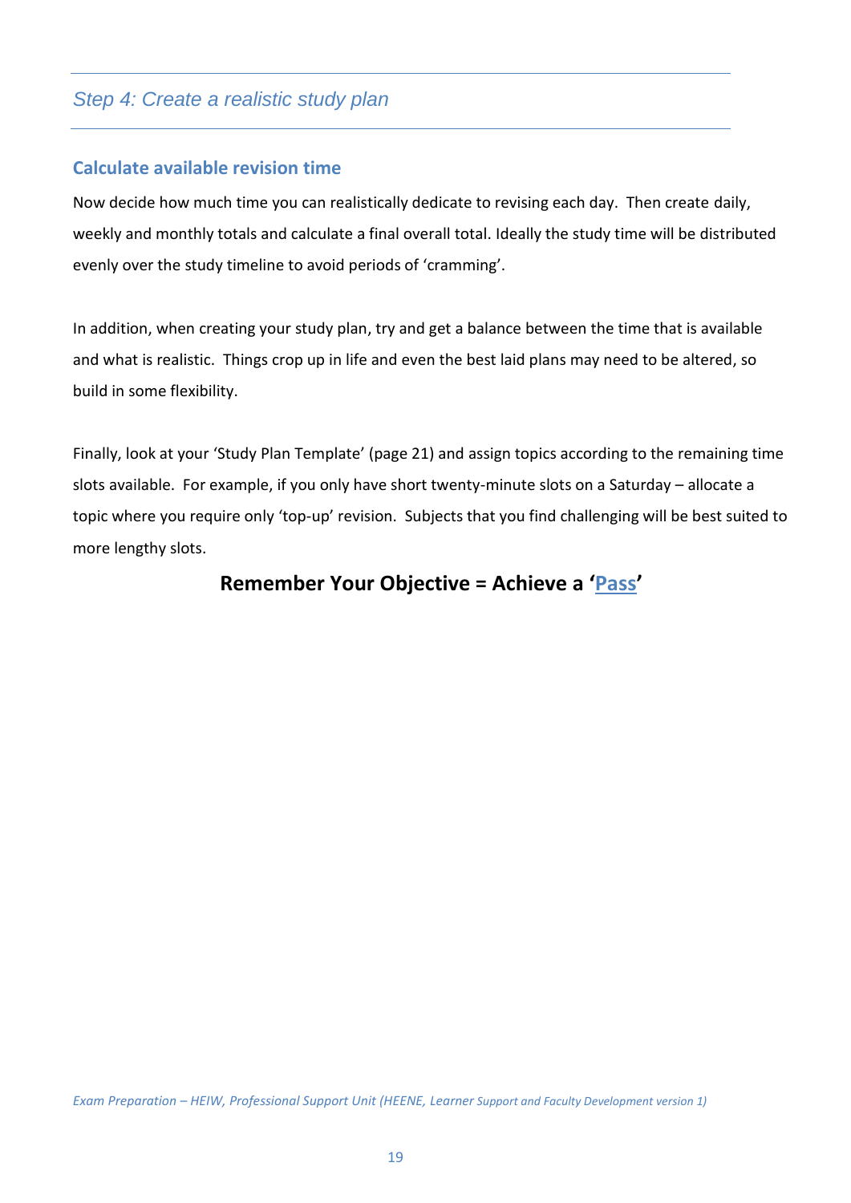## *Step 4: Create a realistic study plan*

### Calculate available revision time

Now decide how much time you can realistically dedicate to revising each day. Then create daily, weekly and monthly totals and calculate a final overall total. Ideally the study time will be distributed evenly over the study timeline to avoid periods of 'cramming'.

In addition, when creating your study plan, try and get a balance between the time that is available and what is realistic. Things crop up in life and even the best laid plans may need to be altered, so build in some flexibility.

Finally, look at your 'Study Plan Template' (page 21) and assign topics according to the remaining time slots available. For example, if you only have short twenty-minute slots on a Saturday – allocate a topic where you require only 'top-up' revision. Subjects that you find challenging will be best suited to more lengthy slots.

**Remember Your Objective = Achieve a 'Pass'**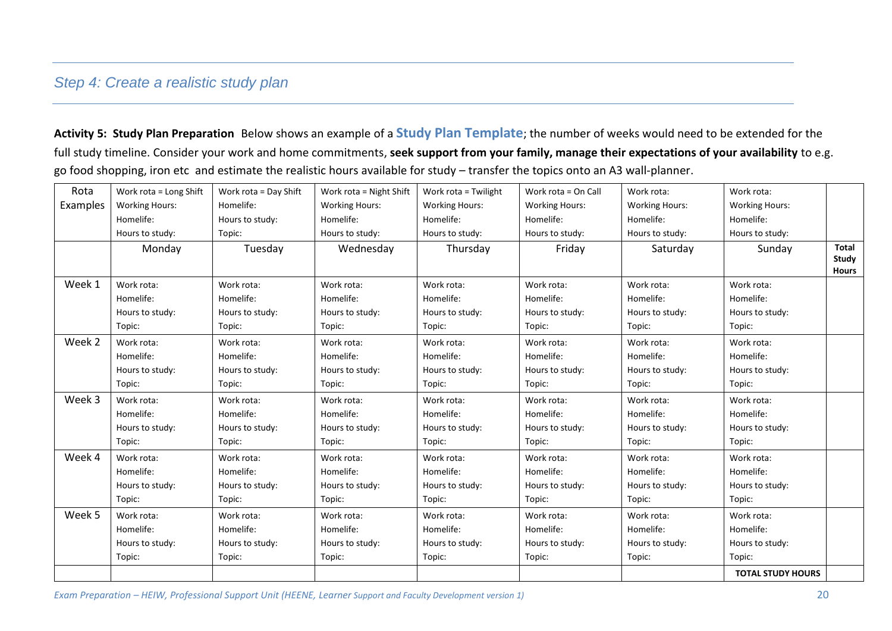## *Step 4: Create a realistic study plan*

**Activity 5: Study Plan Preparation** Below shows an example of a **Study Plan Template**; the number of weeks would need to be extended for the full study timeline. Consider your work and home commitments, **seek support from your family, manage their expectations of your availability** to e.g. go food shopping, iron etc and estimate the realistic hours available for study – transfer the topics onto an A3 wall-planner.

| Rota Examples | Work rota = Long Shift<br>Working Hours:<br>Homelife:<br>Hours to study: | Work rota = Day Shift<br>Homelife:<br>Hours to study:<br>Topic: | Work rota = Night Shift<br>Working Hours:<br>Homelife:<br>Hours to study: | Work rota = Twilight<br>Working Hours:<br>Homelife:<br>Hours to study: | Work rota = On Call<br>Working Hours:<br>Homelife:<br>Hours to study: | Work rota:<br>Working Hours:<br>Homelife:<br>Hours to study: | Work rota:<br>Working Hours:<br>Homelife:<br>Hours to study: | |
|---|---|---|---|---|---|---|---|---|
| | Monday | Tuesday | Wednesday | Thursday | Friday | Saturday | Sunday | **Total Study Hours** |
| Week 1 | Work rota:<br>Homelife:<br>Hours to study:<br>Topic: | Work rota:<br>Homelife:<br>Hours to study:<br>Topic: | Work rota:<br>Homelife:<br>Hours to study:<br>Topic: | Work rota:<br>Homelife:<br>Hours to study:<br>Topic: | Work rota:<br>Homelife:<br>Hours to study:<br>Topic: | Work rota:<br>Homelife:<br>Hours to study:<br>Topic: | Work rota:<br>Homelife:<br>Hours to study:<br>Topic: | |
| Week 2 | Work rota:<br>Homelife:<br>Hours to study:<br>Topic: | Work rota:<br>Homelife:<br>Hours to study:<br>Topic: | Work rota:<br>Homelife:<br>Hours to study:<br>Topic: | Work rota:<br>Homelife:<br>Hours to study:<br>Topic: | Work rota:<br>Homelife:<br>Hours to study:<br>Topic: | Work rota:<br>Homelife:<br>Hours to study:<br>Topic: | Work rota:<br>Homelife:<br>Hours to study:<br>Topic: | |
| Week 3 | Work rota:<br>Homelife:<br>Hours to study:<br>Topic: | Work rota:<br>Homelife:<br>Hours to study:<br>Topic: | Work rota:<br>Homelife:<br>Hours to study:<br>Topic: | Work rota:<br>Homelife:<br>Hours to study:<br>Topic: | Work rota:<br>Homelife:<br>Hours to study:<br>Topic: | Work rota:<br>Homelife:<br>Hours to study:<br>Topic: | Work rota:<br>Homelife:<br>Hours to study:<br>Topic: | |
| Week 4 | Work rota:<br>Homelife:<br>Hours to study:<br>Topic: | Work rota:<br>Homelife:<br>Hours to study:<br>Topic: | Work rota:<br>Homelife:<br>Hours to study:<br>Topic: | Work rota:<br>Homelife:<br>Hours to study:<br>Topic: | Work rota:<br>Homelife:<br>Hours to study:<br>Topic: | Work rota:<br>Homelife:<br>Hours to study:<br>Topic: | Work rota:<br>Homelife:<br>Hours to study:<br>Topic: | |
| Week 5 | Work rota:<br>Homelife:<br>Hours to study:<br>Topic: | Work rota:<br>Homelife:<br>Hours to study:<br>Topic: | Work rota:<br>Homelife:<br>Hours to study:<br>Topic: | Work rota:<br>Homelife:<br>Hours to study:<br>Topic: | Work rota:<br>Homelife:<br>Hours to study:<br>Topic: | Work rota:<br>Homelife:<br>Hours to study:<br>Topic: | Work rota:<br>Homelife:<br>Hours to study:<br>Topic: | |
| | | | | | | | **TOTAL STUDY HOURS** | |

*Exam Preparation – HEIW, Professional Support Unit (HEENE, Learner Support and Faculty Development version 1)*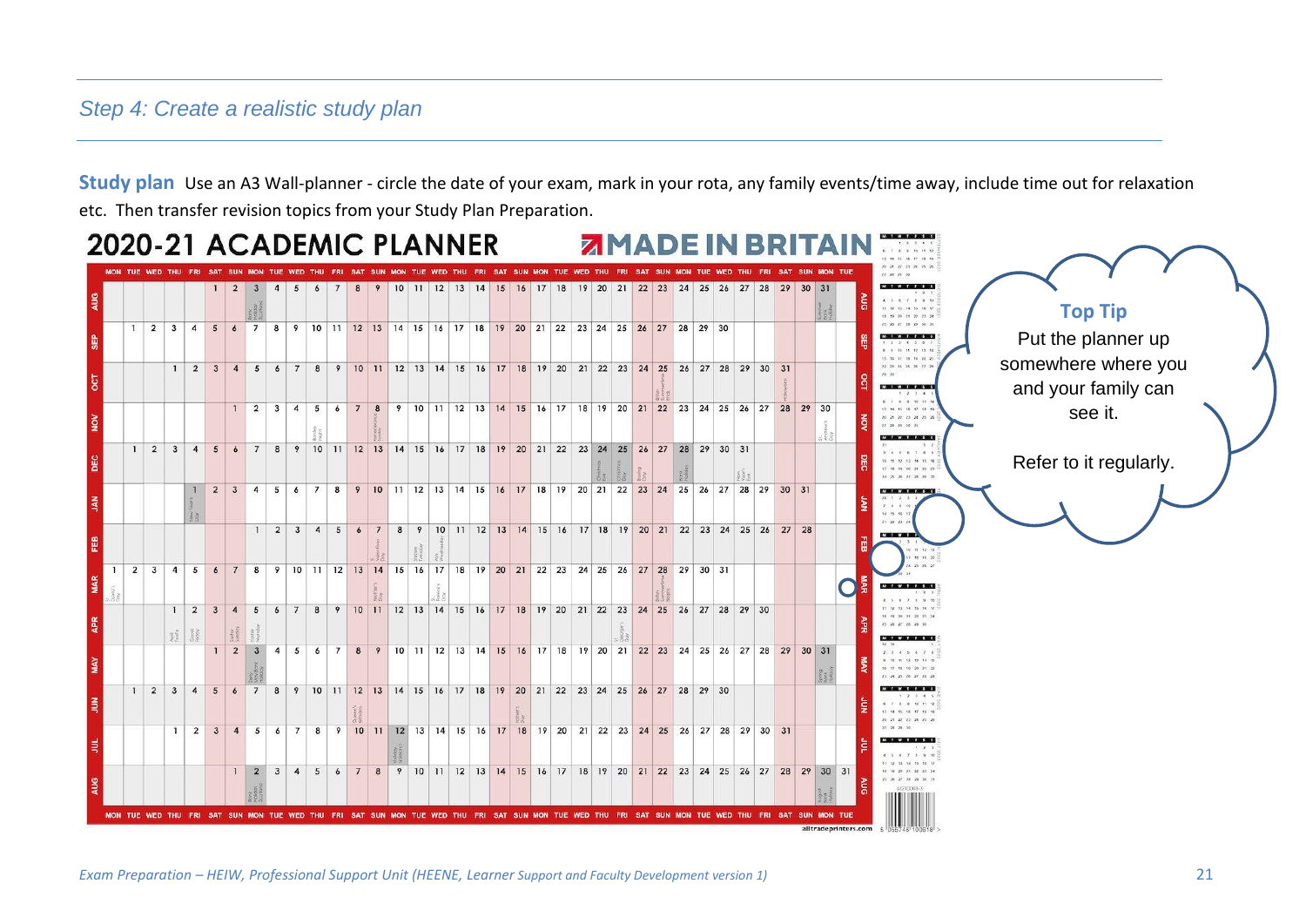## Step 4: Create a realistic study plan

**Study plan** Use an A3 Wall-planner - circle the date of your exam, mark in your rota, any family events/time away, include time out for relaxation etc. Then transfer revision topics from your Study Plan Preparation.

2020-21 ACADEMIC PLANNER

MADE IN BRITAIN

**Top Tip**

Put the planner up somewhere where you and your family can see it.

Refer to it regularly.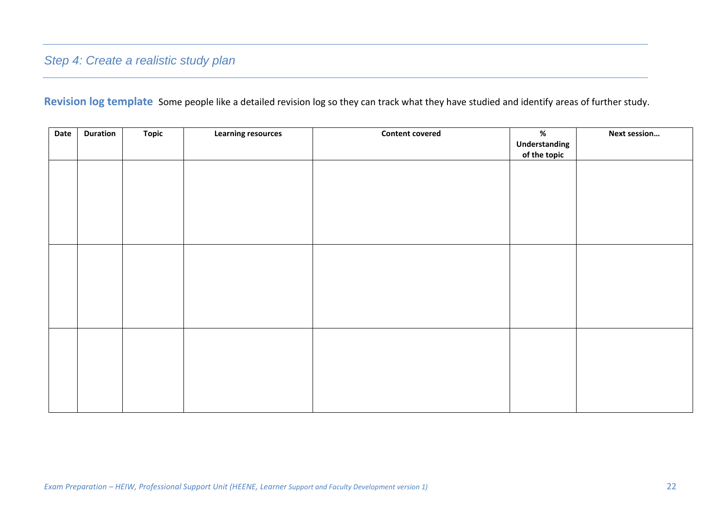## *Step 4: Create a realistic study plan*

**Revision log template** Some people like a detailed revision log so they can track what they have studied and identify areas of further study.

| Date | Duration | Topic | Learning resources | Content covered | % Understanding of the topic | Next session… |
|---|---|---|---|---|---|---|
| | | | | | | |
| | | | | | | |
| | | | | | | |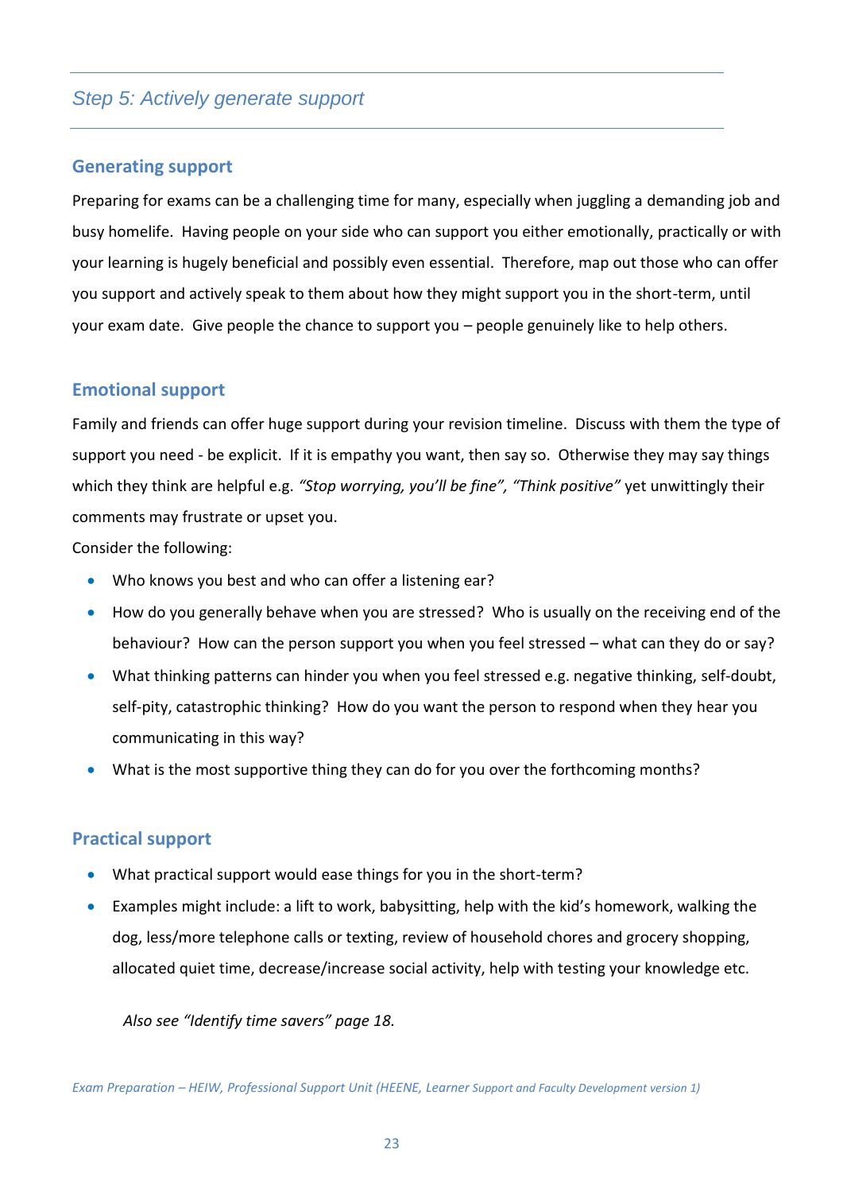## *Step 5: Actively generate support*

### Generating support

Preparing for exams can be a challenging time for many, especially when juggling a demanding job and busy homelife. Having people on your side who can support you either emotionally, practically or with your learning is hugely beneficial and possibly even essential. Therefore, map out those who can offer you support and actively speak to them about how they might support you in the short-term, until your exam date. Give people the chance to support you – people genuinely like to help others.

### Emotional support

Family and friends can offer huge support during your revision timeline. Discuss with them the type of support you need - be explicit. If it is empathy you want, then say so. Otherwise they may say things which they think are helpful e.g. *"Stop worrying, you'll be fine", "Think positive"* yet unwittingly their comments may frustrate or upset you.

Consider the following:

- Who knows you best and who can offer a listening ear?
- How do you generally behave when you are stressed? Who is usually on the receiving end of the behaviour? How can the person support you when you feel stressed – what can they do or say?
- What thinking patterns can hinder you when you feel stressed e.g. negative thinking, self-doubt, self-pity, catastrophic thinking? How do you want the person to respond when they hear you communicating in this way?
- What is the most supportive thing they can do for you over the forthcoming months?

### Practical support

- What practical support would ease things for you in the short-term?
- Examples might include: a lift to work, babysitting, help with the kid's homework, walking the dog, less/more telephone calls or texting, review of household chores and grocery shopping, allocated quiet time, decrease/increase social activity, help with testing your knowledge etc.

*Also see "Identify time savers" page 18.*

*Exam Preparation – HEIW, Professional Support Unit (HEENE, Learner Support and Faculty Development version 1)*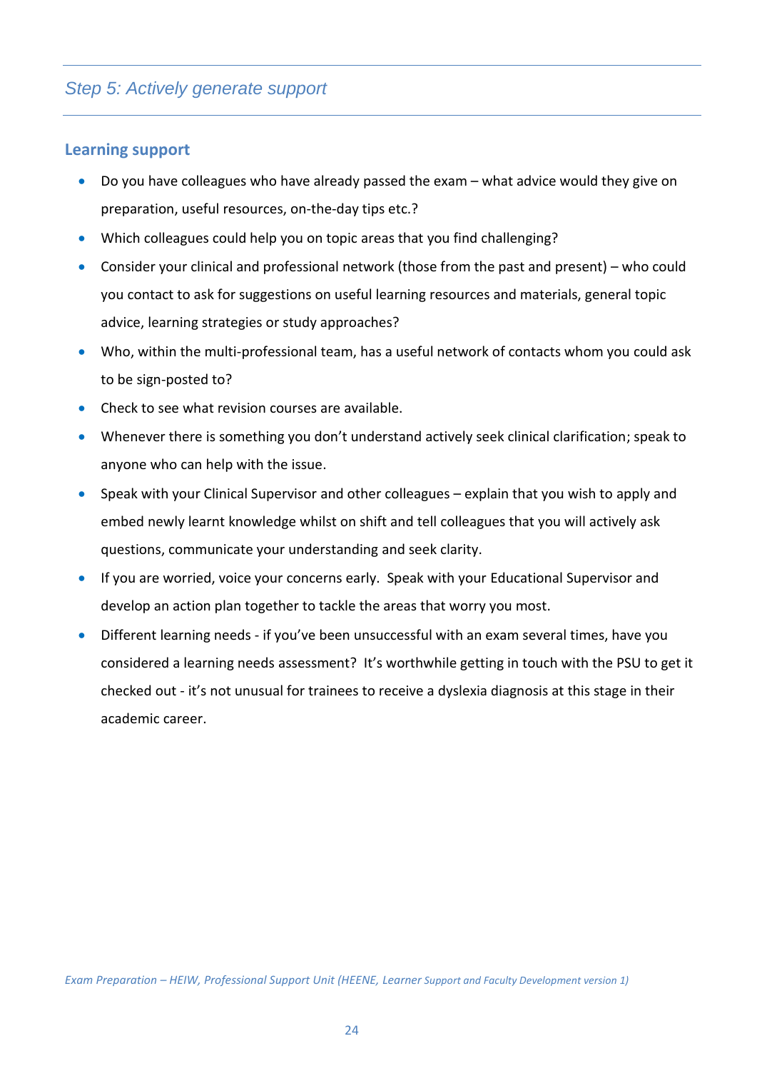## *Step 5: Actively generate support*

### Learning support

- Do you have colleagues who have already passed the exam – what advice would they give on preparation, useful resources, on-the-day tips etc.?
- Which colleagues could help you on topic areas that you find challenging?
- Consider your clinical and professional network (those from the past and present) – who could you contact to ask for suggestions on useful learning resources and materials, general topic advice, learning strategies or study approaches?
- Who, within the multi-professional team, has a useful network of contacts whom you could ask to be sign-posted to?
- Check to see what revision courses are available.
- Whenever there is something you don't understand actively seek clinical clarification; speak to anyone who can help with the issue.
- Speak with your Clinical Supervisor and other colleagues – explain that you wish to apply and embed newly learnt knowledge whilst on shift and tell colleagues that you will actively ask questions, communicate your understanding and seek clarity.
- If you are worried, voice your concerns early. Speak with your Educational Supervisor and develop an action plan together to tackle the areas that worry you most.
- Different learning needs - if you've been unsuccessful with an exam several times, have you considered a learning needs assessment? It's worthwhile getting in touch with the PSU to get it checked out - it's not unusual for trainees to receive a dyslexia diagnosis at this stage in their academic career.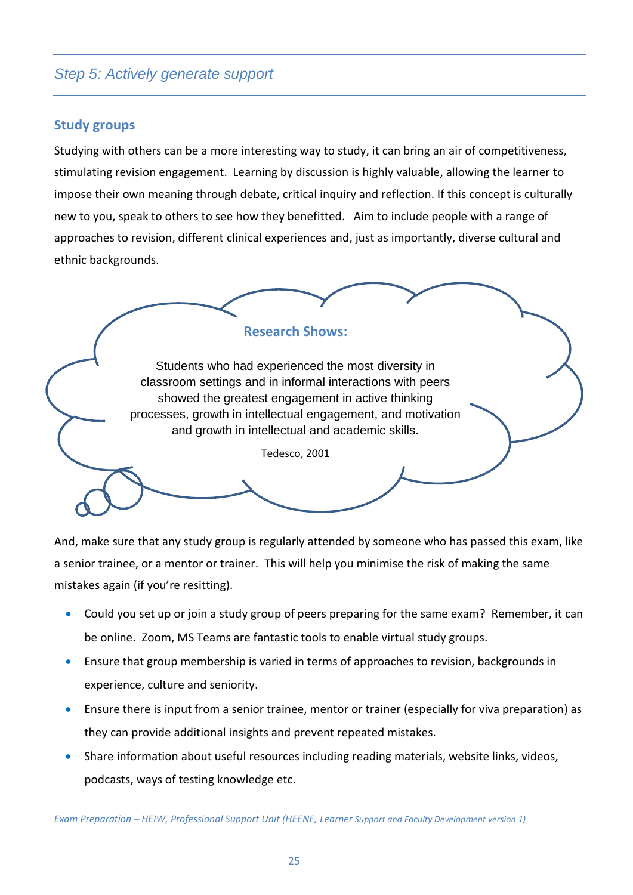## *Step 5: Actively generate support*

### Study groups

Studying with others can be a more interesting way to study, it can bring an air of competitiveness, stimulating revision engagement. Learning by discussion is highly valuable, allowing the learner to impose their own meaning through debate, critical inquiry and reflection. If this concept is culturally new to you, speak to others to see how they benefitted. Aim to include people with a range of approaches to revision, different clinical experiences and, just as importantly, diverse cultural and ethnic backgrounds.

**Research Shows:**

Students who had experienced the most diversity in classroom settings and in informal interactions with peers showed the greatest engagement in active thinking processes, growth in intellectual engagement, and motivation and growth in intellectual and academic skills.

Tedesco, 2001

And, make sure that any study group is regularly attended by someone who has passed this exam, like a senior trainee, or a mentor or trainer. This will help you minimise the risk of making the same mistakes again (if you're resitting).

- Could you set up or join a study group of peers preparing for the same exam? Remember, it can be online. Zoom, MS Teams are fantastic tools to enable virtual study groups.
- Ensure that group membership is varied in terms of approaches to revision, backgrounds in experience, culture and seniority.
- Ensure there is input from a senior trainee, mentor or trainer (especially for viva preparation) as they can provide additional insights and prevent repeated mistakes.
- Share information about useful resources including reading materials, website links, videos, podcasts, ways of testing knowledge etc.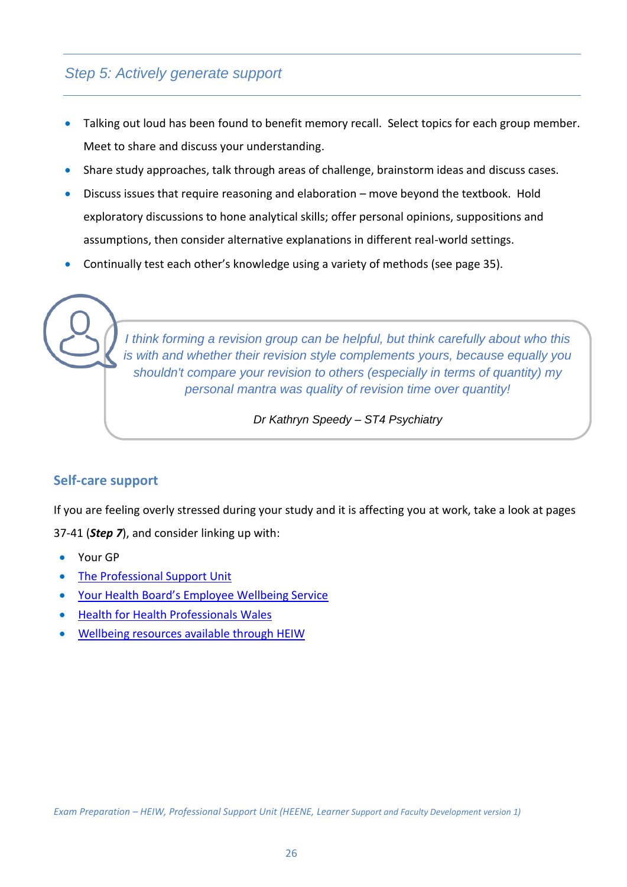## Step 5: Actively generate support

- Talking out loud has been found to benefit memory recall. Select topics for each group member. Meet to share and discuss your understanding.
- Share study approaches, talk through areas of challenge, brainstorm ideas and discuss cases.
- Discuss issues that require reasoning and elaboration – move beyond the textbook. Hold exploratory discussions to hone analytical skills; offer personal opinions, suppositions and assumptions, then consider alternative explanations in different real-world settings.
- Continually test each other's knowledge using a variety of methods (see page 35).

> *I think forming a revision group can be helpful, but think carefully about who this is with and whether their revision style complements yours, because equally you shouldn't compare your revision to others (especially in terms of quantity) my personal mantra was quality of revision time over quantity!*
>
> *Dr Kathryn Speedy – ST4 Psychiatry*

### Self-care support

If you are feeling overly stressed during your study and it is affecting you at work, take a look at pages 37-41 (***Step 7***), and consider linking up with:

- Your GP
- The Professional Support Unit
- Your Health Board's Employee Wellbeing Service
- Health for Health Professionals Wales
- Wellbeing resources available through HEIW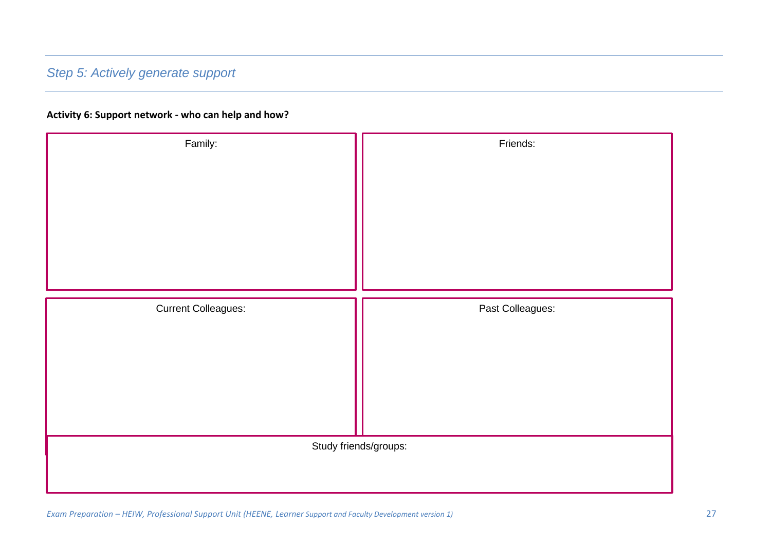## Step 5: Actively generate support

**Activity 6: Support network - who can help and how?**

| Family: | Friends: |
| --- | --- |
| | |

| Current Colleagues: | Past Colleagues: |
| --- | --- |
| | |

| Study friends/groups: |
| --- |
| |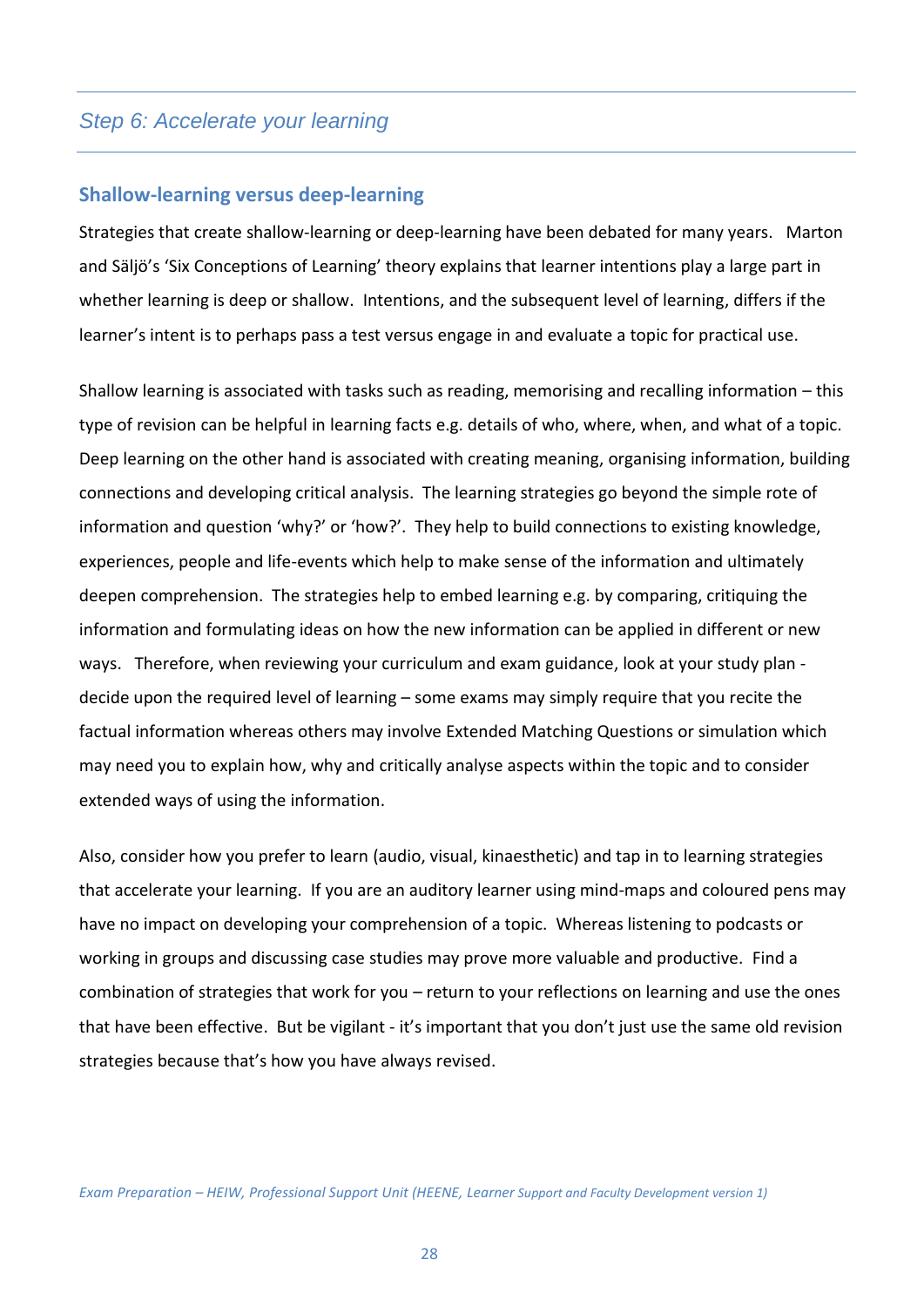## Step 6: Accelerate your learning

### Shallow-learning versus deep-learning

Strategies that create shallow-learning or deep-learning have been debated for many years. Marton and Säljö's 'Six Conceptions of Learning' theory explains that learner intentions play a large part in whether learning is deep or shallow. Intentions, and the subsequent level of learning, differs if the learner's intent is to perhaps pass a test versus engage in and evaluate a topic for practical use.

Shallow learning is associated with tasks such as reading, memorising and recalling information – this type of revision can be helpful in learning facts e.g. details of who, where, when, and what of a topic. Deep learning on the other hand is associated with creating meaning, organising information, building connections and developing critical analysis. The learning strategies go beyond the simple rote of information and question 'why?' or 'how?'. They help to build connections to existing knowledge, experiences, people and life-events which help to make sense of the information and ultimately deepen comprehension. The strategies help to embed learning e.g. by comparing, critiquing the information and formulating ideas on how the new information can be applied in different or new ways. Therefore, when reviewing your curriculum and exam guidance, look at your study plan - decide upon the required level of learning – some exams may simply require that you recite the factual information whereas others may involve Extended Matching Questions or simulation which may need you to explain how, why and critically analyse aspects within the topic and to consider extended ways of using the information.

Also, consider how you prefer to learn (audio, visual, kinaesthetic) and tap in to learning strategies that accelerate your learning. If you are an auditory learner using mind-maps and coloured pens may have no impact on developing your comprehension of a topic. Whereas listening to podcasts or working in groups and discussing case studies may prove more valuable and productive. Find a combination of strategies that work for you – return to your reflections on learning and use the ones that have been effective. But be vigilant - it's important that you don't just use the same old revision strategies because that's how you have always revised.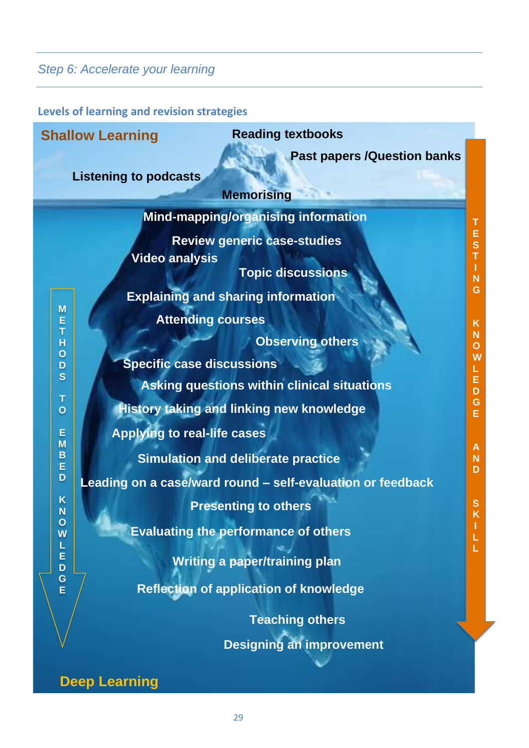*Step 6: Accelerate your learning*

### Levels of learning and revision strategies

**Shallow Learning**

- Reading textbooks
- Past papers /Question banks
- Listening to podcasts
- Memorising
- Mind-mapping/organising information
- Review generic case-studies
- Video analysis
- Topic discussions
- Explaining and sharing information
- Attending courses
- Observing others
- Specific case discussions
- Asking questions within clinical situations
- History taking and linking new knowledge
- Applying to real-life cases
- Simulation and deliberate practice
- Leading on a case/ward round – self-evaluation or feedback
- Presenting to others
- Evaluating the performance of others
- Writing a paper/training plan
- Reflection of application of knowledge
- Teaching others
- Designing an improvement

**Deep Learning**

METHODS TO EMBED KNOWLEDGE

TESTING KNOWLEDGE AND SKILL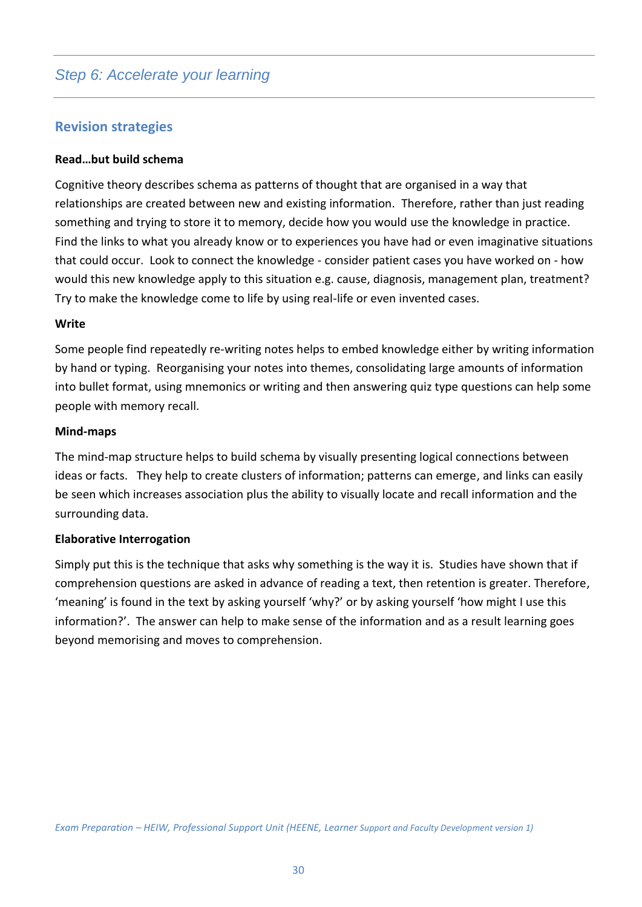## *Step 6: Accelerate your learning*

### Revision strategies

**Read…but build schema**

Cognitive theory describes schema as patterns of thought that are organised in a way that relationships are created between new and existing information. Therefore, rather than just reading something and trying to store it to memory, decide how you would use the knowledge in practice. Find the links to what you already know or to experiences you have had or even imaginative situations that could occur. Look to connect the knowledge - consider patient cases you have worked on - how would this new knowledge apply to this situation e.g. cause, diagnosis, management plan, treatment? Try to make the knowledge come to life by using real-life or even invented cases.

**Write**

Some people find repeatedly re-writing notes helps to embed knowledge either by writing information by hand or typing. Reorganising your notes into themes, consolidating large amounts of information into bullet format, using mnemonics or writing and then answering quiz type questions can help some people with memory recall.

**Mind-maps**

The mind-map structure helps to build schema by visually presenting logical connections between ideas or facts. They help to create clusters of information; patterns can emerge, and links can easily be seen which increases association plus the ability to visually locate and recall information and the surrounding data.

**Elaborative Interrogation**

Simply put this is the technique that asks why something is the way it is. Studies have shown that if comprehension questions are asked in advance of reading a text, then retention is greater. Therefore, 'meaning' is found in the text by asking yourself 'why?' or by asking yourself 'how might I use this information?'. The answer can help to make sense of the information and as a result learning goes beyond memorising and moves to comprehension.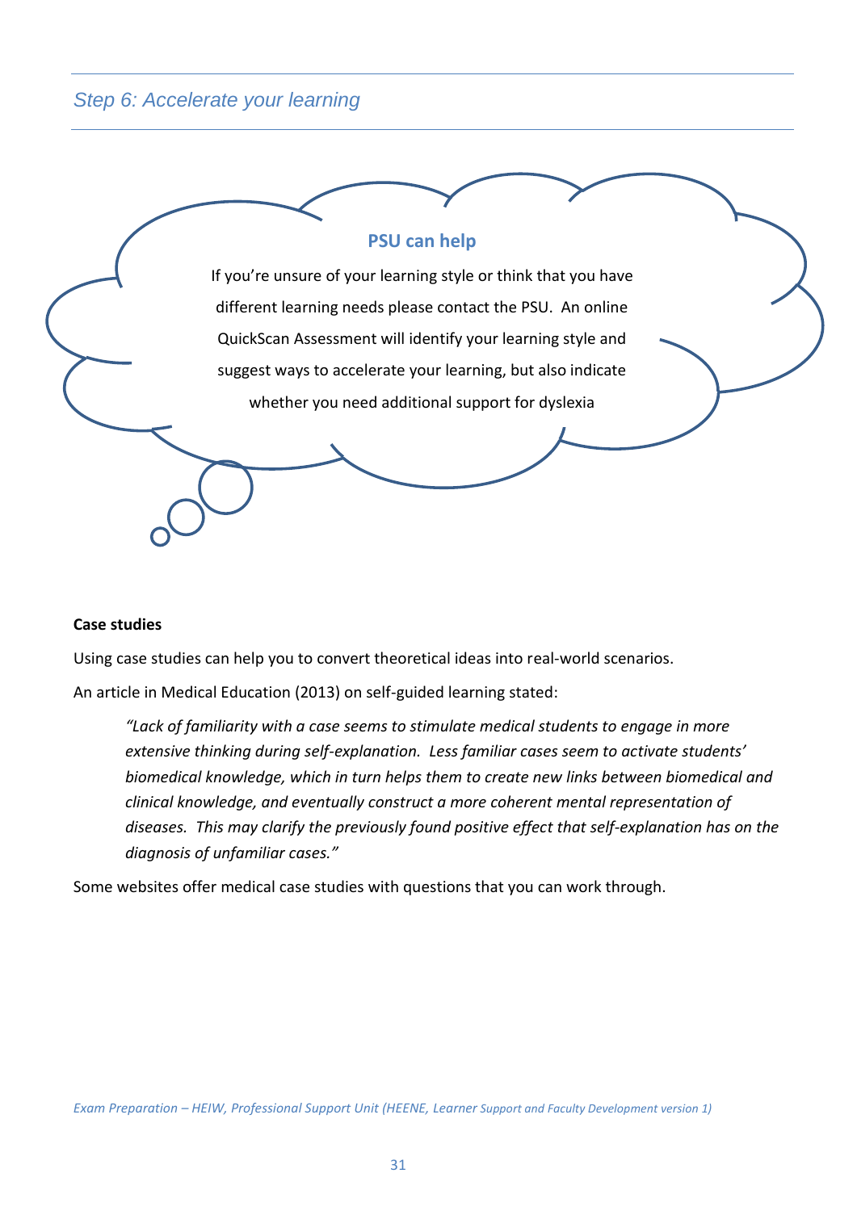## Step 6: Accelerate your learning

**PSU can help**

If you're unsure of your learning style or think that you have different learning needs please contact the PSU. An online QuickScan Assessment will identify your learning style and suggest ways to accelerate your learning, but also indicate whether you need additional support for dyslexia

**Case studies**

Using case studies can help you to convert theoretical ideas into real-world scenarios.

An article in Medical Education (2013) on self-guided learning stated:

> *"Lack of familiarity with a case seems to stimulate medical students to engage in more extensive thinking during self-explanation. Less familiar cases seem to activate students' biomedical knowledge, which in turn helps them to create new links between biomedical and clinical knowledge, and eventually construct a more coherent mental representation of diseases. This may clarify the previously found positive effect that self-explanation has on the diagnosis of unfamiliar cases."*

Some websites offer medical case studies with questions that you can work through.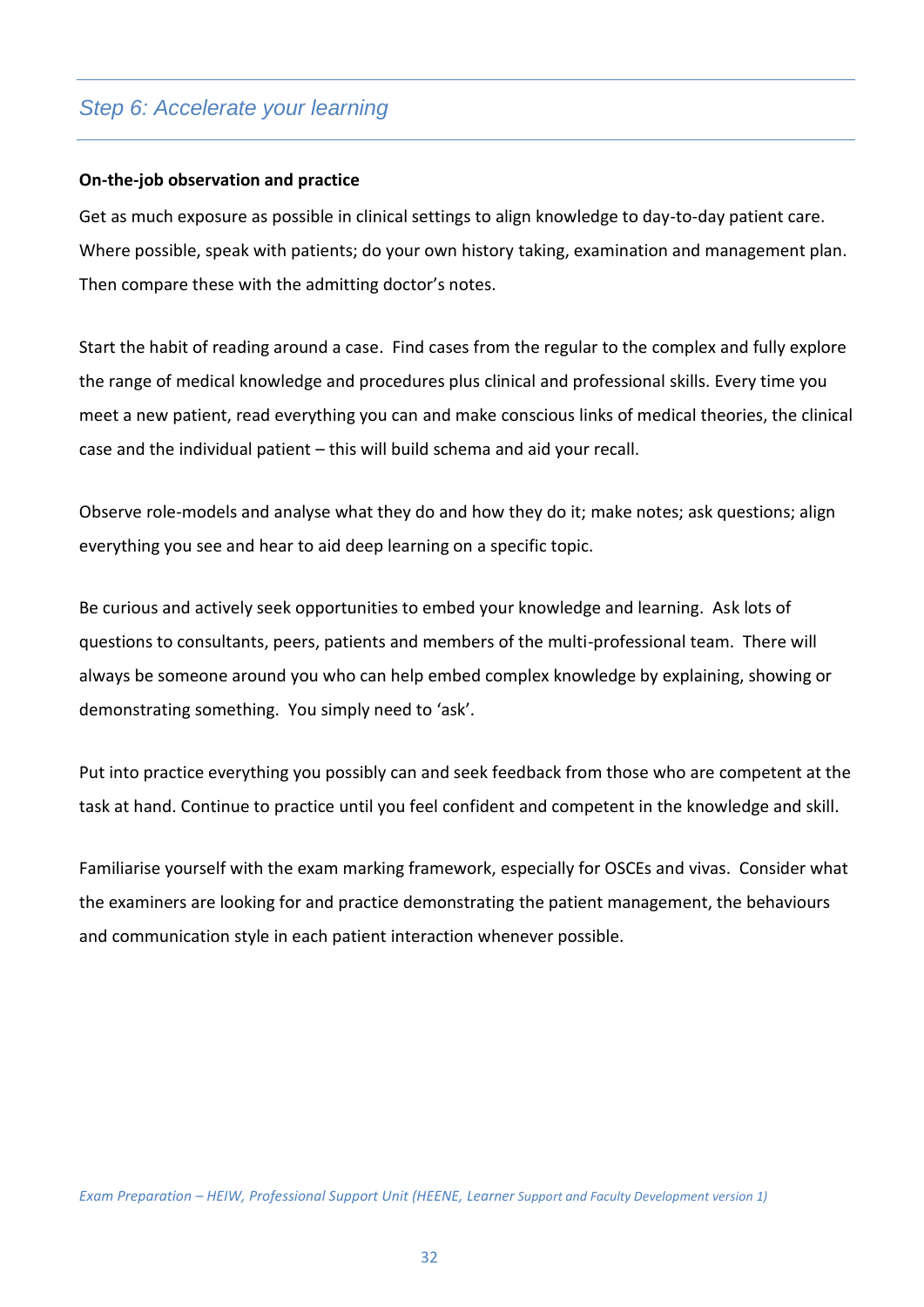## *Step 6: Accelerate your learning*

**On-the-job observation and practice**

Get as much exposure as possible in clinical settings to align knowledge to day-to-day patient care. Where possible, speak with patients; do your own history taking, examination and management plan. Then compare these with the admitting doctor's notes.

Start the habit of reading around a case. Find cases from the regular to the complex and fully explore the range of medical knowledge and procedures plus clinical and professional skills. Every time you meet a new patient, read everything you can and make conscious links of medical theories, the clinical case and the individual patient – this will build schema and aid your recall.

Observe role-models and analyse what they do and how they do it; make notes; ask questions; align everything you see and hear to aid deep learning on a specific topic.

Be curious and actively seek opportunities to embed your knowledge and learning. Ask lots of questions to consultants, peers, patients and members of the multi-professional team. There will always be someone around you who can help embed complex knowledge by explaining, showing or demonstrating something. You simply need to 'ask'.

Put into practice everything you possibly can and seek feedback from those who are competent at the task at hand. Continue to practice until you feel confident and competent in the knowledge and skill.

Familiarise yourself with the exam marking framework, especially for OSCEs and vivas. Consider what the examiners are looking for and practice demonstrating the patient management, the behaviours and communication style in each patient interaction whenever possible.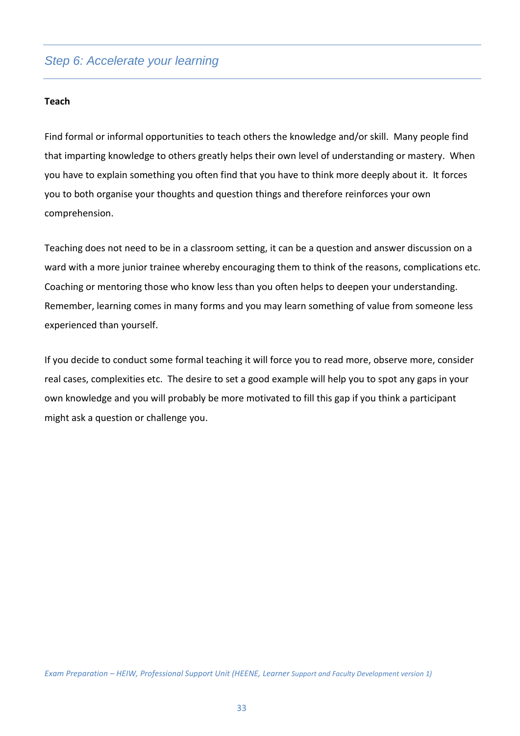## *Step 6: Accelerate your learning*

**Teach**

Find formal or informal opportunities to teach others the knowledge and/or skill. Many people find that imparting knowledge to others greatly helps their own level of understanding or mastery. When you have to explain something you often find that you have to think more deeply about it. It forces you to both organise your thoughts and question things and therefore reinforces your own comprehension.

Teaching does not need to be in a classroom setting, it can be a question and answer discussion on a ward with a more junior trainee whereby encouraging them to think of the reasons, complications etc. Coaching or mentoring those who know less than you often helps to deepen your understanding. Remember, learning comes in many forms and you may learn something of value from someone less experienced than yourself.

If you decide to conduct some formal teaching it will force you to read more, observe more, consider real cases, complexities etc. The desire to set a good example will help you to spot any gaps in your own knowledge and you will probably be more motivated to fill this gap if you think a participant might ask a question or challenge you.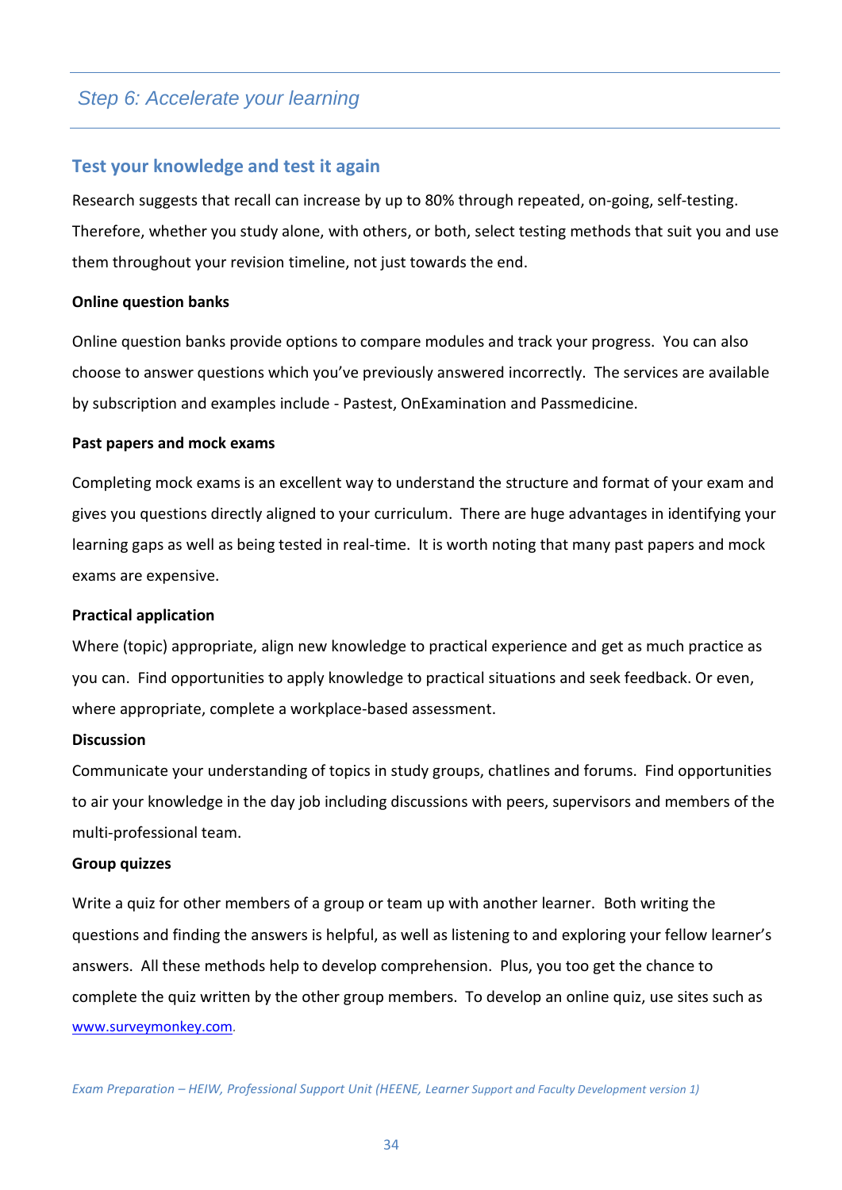## Step 6: Accelerate your learning

### Test your knowledge and test it again

Research suggests that recall can increase by up to 80% through repeated, on-going, self-testing. Therefore, whether you study alone, with others, or both, select testing methods that suit you and use them throughout your revision timeline, not just towards the end.

**Online question banks**

Online question banks provide options to compare modules and track your progress. You can also choose to answer questions which you've previously answered incorrectly. The services are available by subscription and examples include - Pastest, OnExamination and Passmedicine.

**Past papers and mock exams**

Completing mock exams is an excellent way to understand the structure and format of your exam and gives you questions directly aligned to your curriculum. There are huge advantages in identifying your learning gaps as well as being tested in real-time. It is worth noting that many past papers and mock exams are expensive.

**Practical application**

Where (topic) appropriate, align new knowledge to practical experience and get as much practice as you can. Find opportunities to apply knowledge to practical situations and seek feedback. Or even, where appropriate, complete a workplace-based assessment.

**Discussion**

Communicate your understanding of topics in study groups, chatlines and forums. Find opportunities to air your knowledge in the day job including discussions with peers, supervisors and members of the multi-professional team.

**Group quizzes**

Write a quiz for other members of a group or team up with another learner. Both writing the questions and finding the answers is helpful, as well as listening to and exploring your fellow learner's answers. All these methods help to develop comprehension. Plus, you too get the chance to complete the quiz written by the other group members. To develop an online quiz, use sites such as [www.surveymonkey.com](www.surveymonkey.com).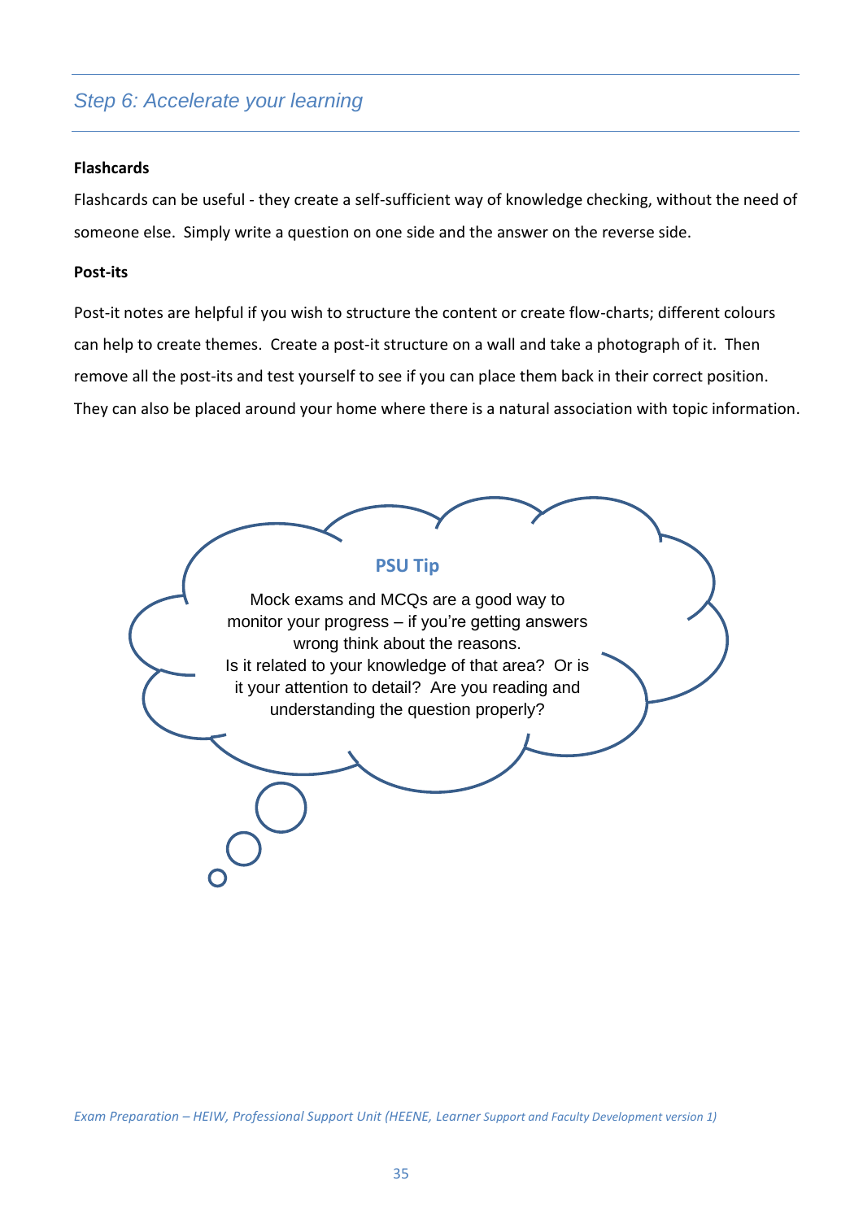## *Step 6: Accelerate your learning*

**Flashcards**

Flashcards can be useful - they create a self-sufficient way of knowledge checking, without the need of someone else. Simply write a question on one side and the answer on the reverse side.

**Post-its**

Post-it notes are helpful if you wish to structure the content or create flow-charts; different colours can help to create themes. Create a post-it structure on a wall and take a photograph of it. Then remove all the post-its and test yourself to see if you can place them back in their correct position. They can also be placed around your home where there is a natural association with topic information.

**PSU Tip**

Mock exams and MCQs are a good way to monitor your progress – if you're getting answers wrong think about the reasons.
Is it related to your knowledge of that area? Or is it your attention to detail? Are you reading and understanding the question properly?

*Exam Preparation – HEIW, Professional Support Unit (HEENE, Learner Support and Faculty Development version 1)*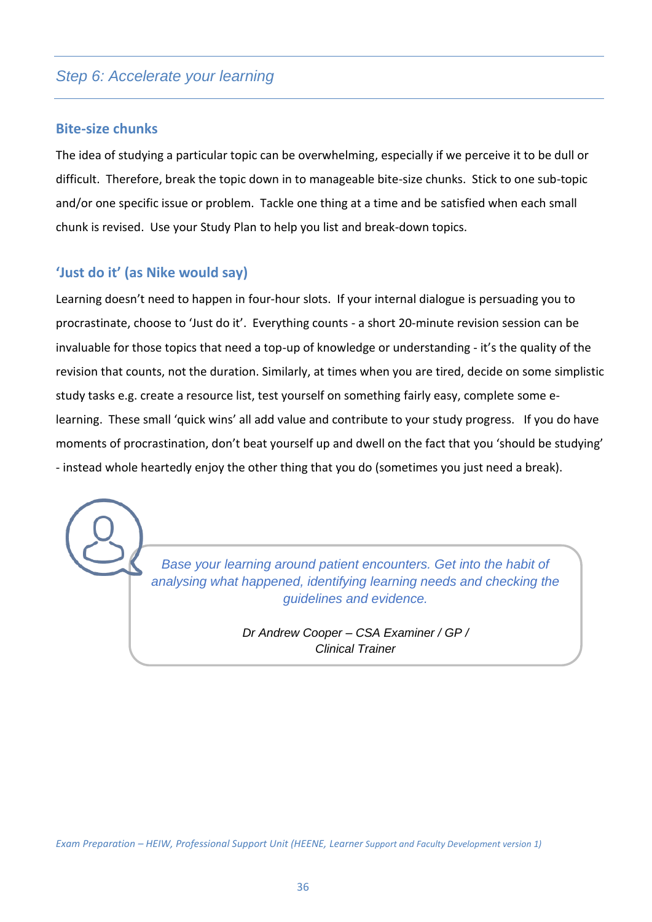## *Step 6: Accelerate your learning*

### Bite-size chunks

The idea of studying a particular topic can be overwhelming, especially if we perceive it to be dull or difficult. Therefore, break the topic down in to manageable bite-size chunks. Stick to one sub-topic and/or one specific issue or problem. Tackle one thing at a time and be satisfied when each small chunk is revised. Use your Study Plan to help you list and break-down topics.

### 'Just do it' (as Nike would say)

Learning doesn't need to happen in four-hour slots. If your internal dialogue is persuading you to procrastinate, choose to 'Just do it'. Everything counts - a short 20-minute revision session can be invaluable for those topics that need a top-up of knowledge or understanding - it's the quality of the revision that counts, not the duration. Similarly, at times when you are tired, decide on some simplistic study tasks e.g. create a resource list, test yourself on something fairly easy, complete some e-learning. These small 'quick wins' all add value and contribute to your study progress. If you do have moments of procrastination, don't beat yourself up and dwell on the fact that you 'should be studying' - instead whole heartedly enjoy the other thing that you do (sometimes you just need a break).

> *Base your learning around patient encounters. Get into the habit of analysing what happened, identifying learning needs and checking the guidelines and evidence.*
>
> *Dr Andrew Cooper – CSA Examiner / GP / Clinical Trainer*

*Exam Preparation – HEIW, Professional Support Unit (HEENE, Learner Support and Faculty Development version 1)*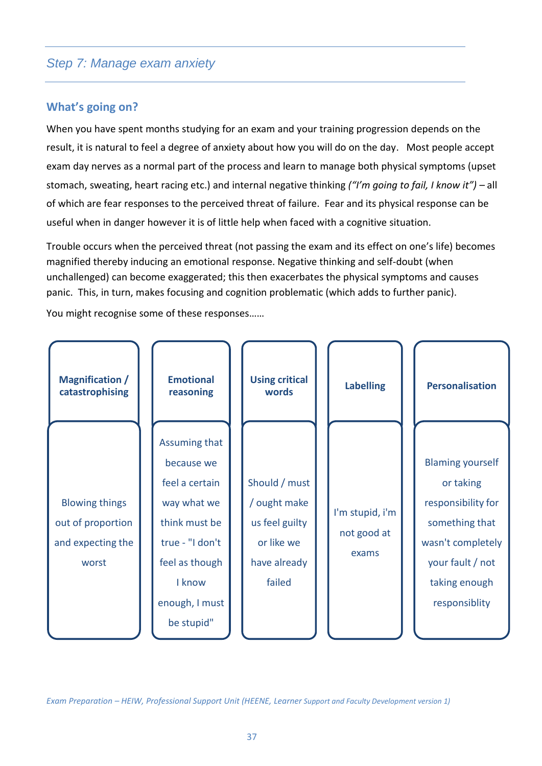## *Step 7: Manage exam anxiety*

### What's going on?

When you have spent months studying for an exam and your training progression depends on the result, it is natural to feel a degree of anxiety about how you will do on the day. Most people accept exam day nerves as a normal part of the process and learn to manage both physical symptoms (upset stomach, sweating, heart racing etc.) and internal negative thinking *("I'm going to fail, I know it")* – all of which are fear responses to the perceived threat of failure. Fear and its physical response can be useful when in danger however it is of little help when faced with a cognitive situation.

Trouble occurs when the perceived threat (not passing the exam and its effect on one's life) becomes magnified thereby inducing an emotional response. Negative thinking and self-doubt (when unchallenged) can become exaggerated; this then exacerbates the physical symptoms and causes panic. This, in turn, makes focusing and cognition problematic (which adds to further panic).

You might recognise some of these responses……

| **Magnification / catastrophising** | **Emotional reasoning** | **Using critical words** | **Labelling** | **Personalisation** |
|---|---|---|---|---|
| Blowing things out of proportion and expecting the worst | Assuming that because we feel a certain way what we think must be true - "I don't feel as though I know enough, I must be stupid" | Should / must / ought make us feel guilty or like we have already failed | I'm stupid, i'm not good at exams | Blaming yourself or taking responsibility for something that wasn't completely your fault / not taking enough responsiblity |

*Exam Preparation – HEIW, Professional Support Unit (HEENE, Learner Support and Faculty Development version 1)*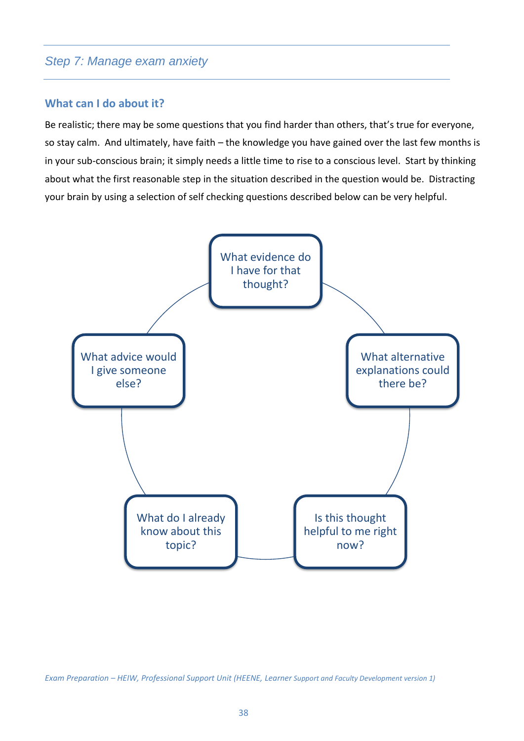## Step 7: Manage exam anxiety

### What can I do about it?

Be realistic; there may be some questions that you find harder than others, that's true for everyone, so stay calm. And ultimately, have faith – the knowledge you have gained over the last few months is in your sub-conscious brain; it simply needs a little time to rise to a conscious level. Start by thinking about what the first reasonable step in the situation described in the question would be. Distracting your brain by using a selection of self checking questions described below can be very helpful.

- What evidence do I have for that thought?
- What alternative explanations could there be?
- Is this thought helpful to me right now?
- What do I already know about this topic?
- What advice would I give someone else?

*Exam Preparation – HEIW, Professional Support Unit (HEENE, Learner Support and Faculty Development version 1)*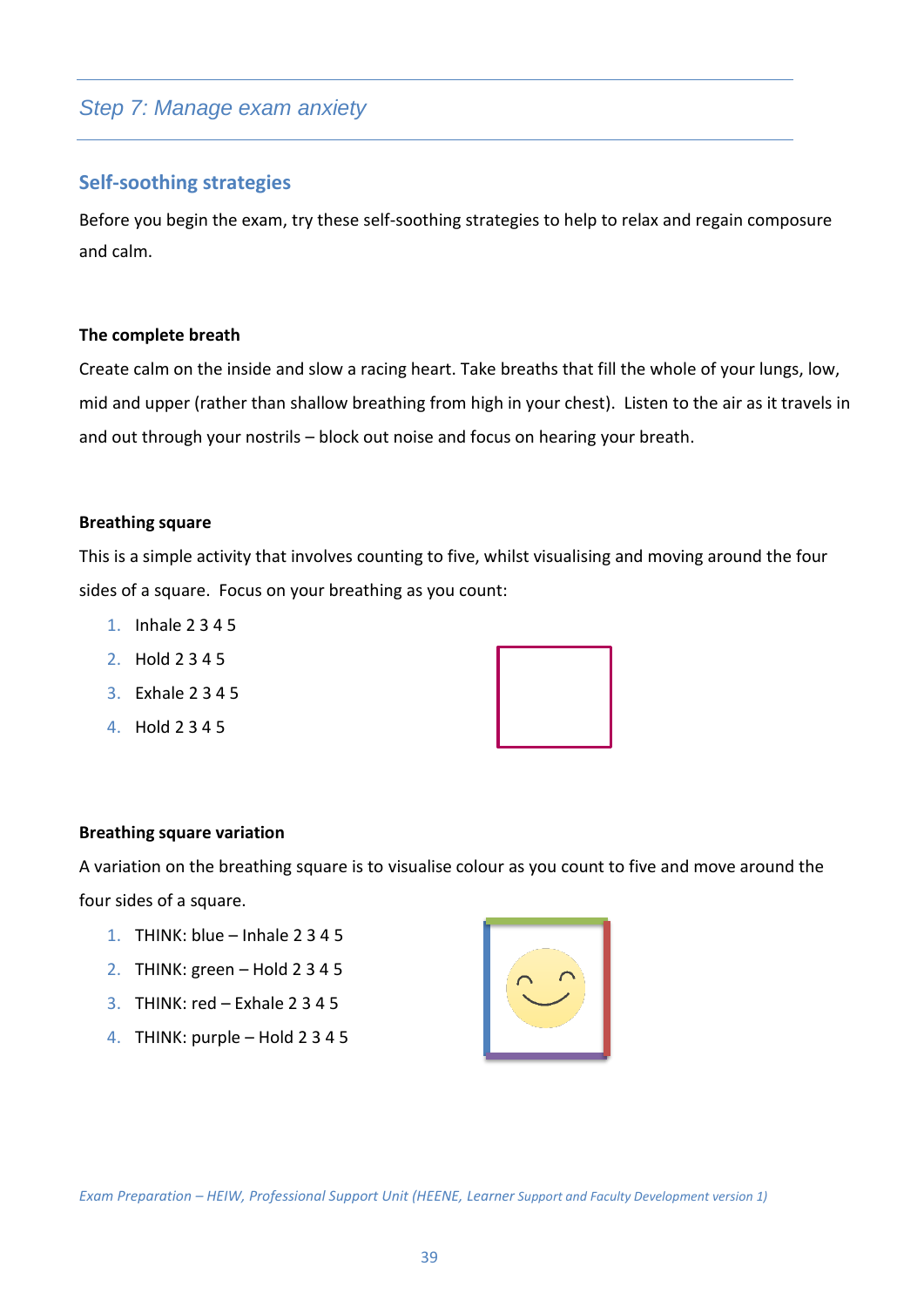## Step 7: Manage exam anxiety

### Self-soothing strategies

Before you begin the exam, try these self-soothing strategies to help to relax and regain composure and calm.

**The complete breath**

Create calm on the inside and slow a racing heart. Take breaths that fill the whole of your lungs, low, mid and upper (rather than shallow breathing from high in your chest). Listen to the air as it travels in and out through your nostrils – block out noise and focus on hearing your breath.

**Breathing square**

This is a simple activity that involves counting to five, whilst visualising and moving around the four sides of a square. Focus on your breathing as you count:

1. Inhale 2 3 4 5
2. Hold 2 3 4 5
3. Exhale 2 3 4 5
4. Hold 2 3 4 5

**Breathing square variation**

A variation on the breathing square is to visualise colour as you count to five and move around the four sides of a square.

1. THINK: blue – Inhale 2 3 4 5
2. THINK: green – Hold 2 3 4 5
3. THINK: red – Exhale 2 3 4 5
4. THINK: purple – Hold 2 3 4 5

*Exam Preparation – HEIW, Professional Support Unit (HEENE, Learner Support and Faculty Development version 1)*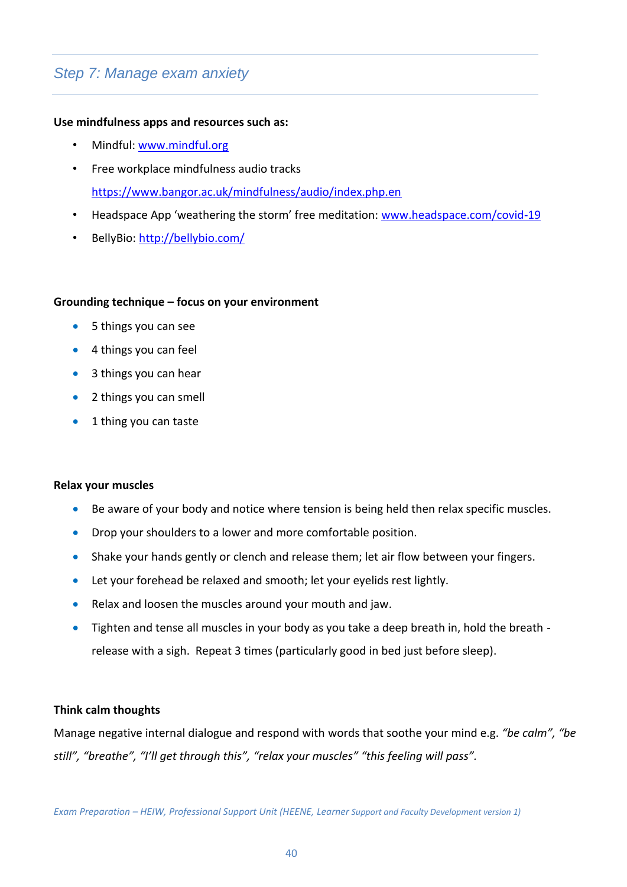## *Step 7: Manage exam anxiety*

**Use mindfulness apps and resources such as:**

- Mindful: [www.mindful.org](http://www.mindful.org)
- Free workplace mindfulness audio tracks
  [https://www.bangor.ac.uk/mindfulness/audio/index.php.en](https://www.bangor.ac.uk/mindfulness/audio/index.php.en)
- Headspace App 'weathering the storm' free meditation: [www.headspace.com/covid-19](http://www.headspace.com/covid-19)
- BellyBio: [http://bellybio.com/](http://bellybio.com/)

**Grounding technique – focus on your environment**

- 5 things you can see
- 4 things you can feel
- 3 things you can hear
- 2 things you can smell
- 1 thing you can taste

**Relax your muscles**

- Be aware of your body and notice where tension is being held then relax specific muscles.
- Drop your shoulders to a lower and more comfortable position.
- Shake your hands gently or clench and release them; let air flow between your fingers.
- Let your forehead be relaxed and smooth; let your eyelids rest lightly.
- Relax and loosen the muscles around your mouth and jaw.
- Tighten and tense all muscles in your body as you take a deep breath in, hold the breath - release with a sigh. Repeat 3 times (particularly good in bed just before sleep).

**Think calm thoughts**

Manage negative internal dialogue and respond with words that soothe your mind e.g. *"be calm", "be still", "breathe", "I'll get through this", "relax your muscles" "this feeling will pass".*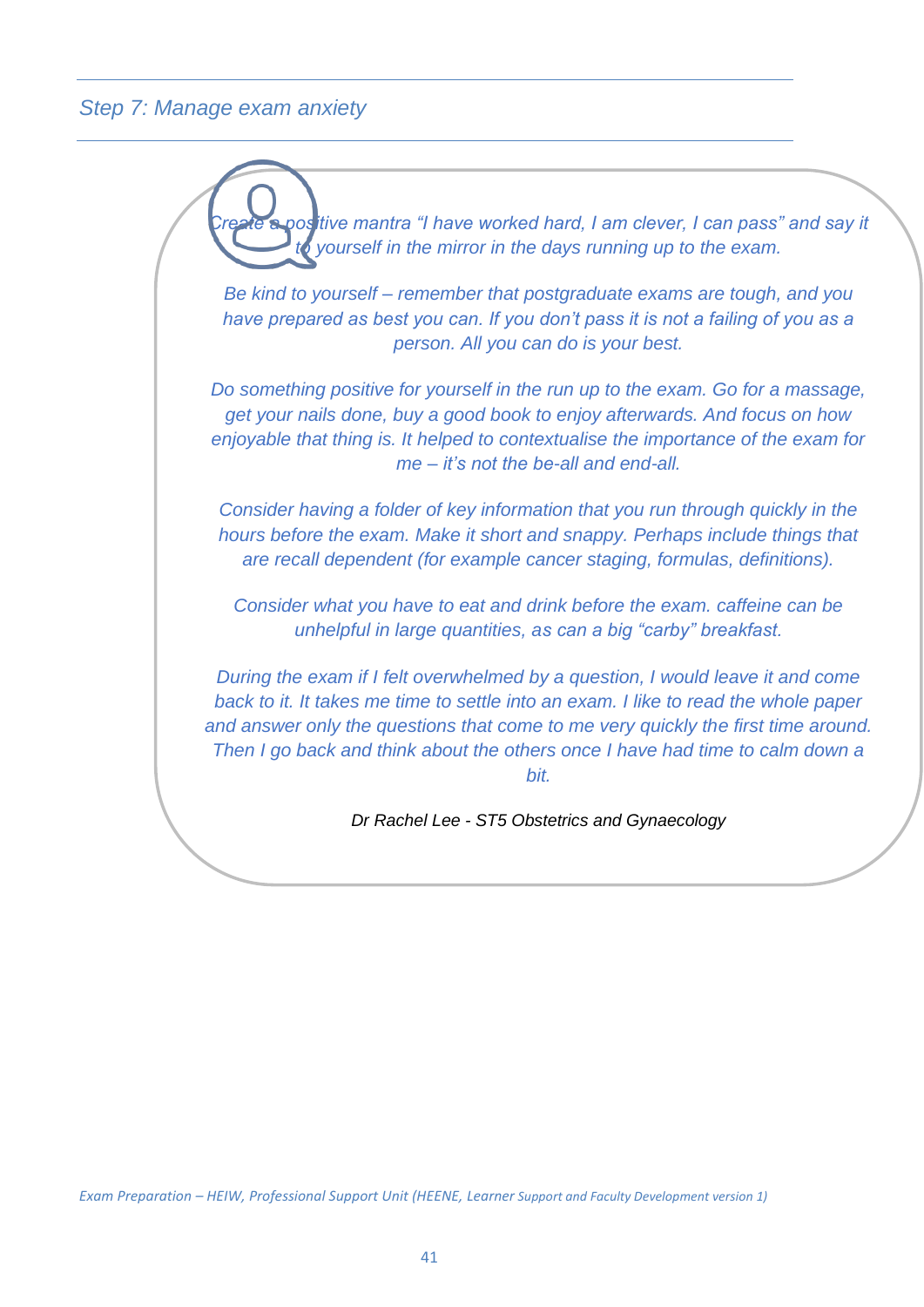## *Step 7: Manage exam anxiety*

*Create a positive mantra "I have worked hard, I am clever, I can pass" and say it to yourself in the mirror in the days running up to the exam.*

*Be kind to yourself – remember that postgraduate exams are tough, and you have prepared as best you can. If you don't pass it is not a failing of you as a person. All you can do is your best.*

*Do something positive for yourself in the run up to the exam. Go for a massage, get your nails done, buy a good book to enjoy afterwards. And focus on how enjoyable that thing is. It helped to contextualise the importance of the exam for me – it's not the be-all and end-all.*

*Consider having a folder of key information that you run through quickly in the hours before the exam. Make it short and snappy. Perhaps include things that are recall dependent (for example cancer staging, formulas, definitions).*

*Consider what you have to eat and drink before the exam. caffeine can be unhelpful in large quantities, as can a big "carby" breakfast.*

*During the exam if I felt overwhelmed by a question, I would leave it and come back to it. It takes me time to settle into an exam. I like to read the whole paper and answer only the questions that come to me very quickly the first time around. Then I go back and think about the others once I have had time to calm down a bit.*

*Dr Rachel Lee - ST5 Obstetrics and Gynaecology*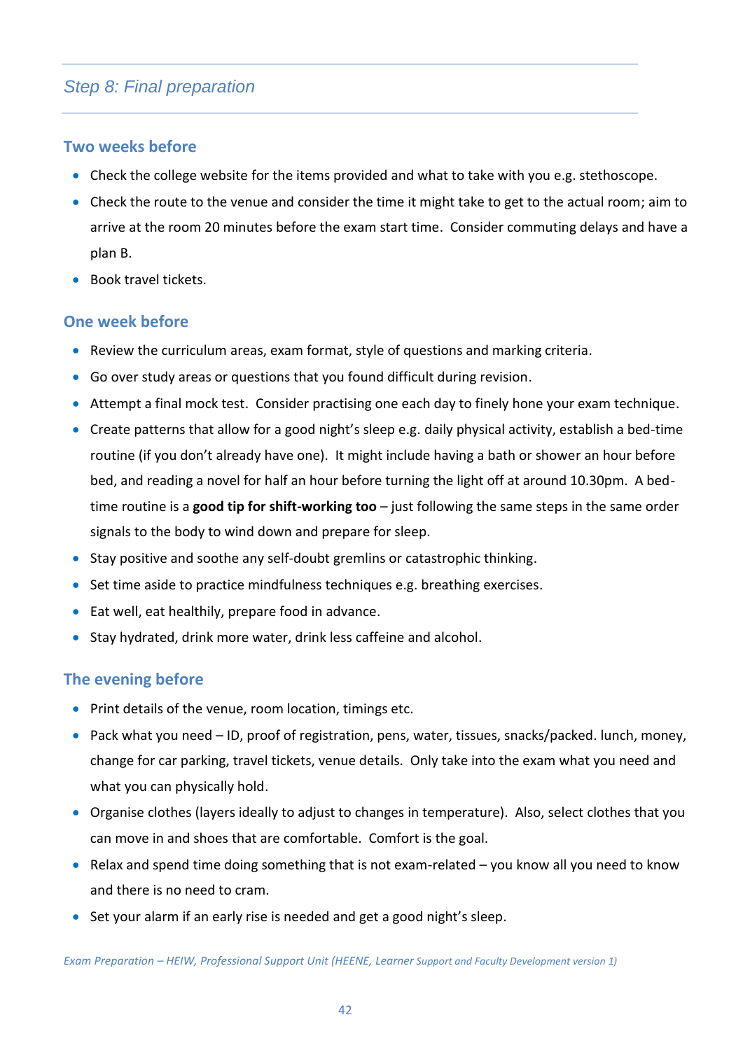## Step 8: Final preparation

### Two weeks before

- Check the college website for the items provided and what to take with you e.g. stethoscope.
- Check the route to the venue and consider the time it might take to get to the actual room; aim to arrive at the room 20 minutes before the exam start time. Consider commuting delays and have a plan B.
- Book travel tickets.

### One week before

- Review the curriculum areas, exam format, style of questions and marking criteria.
- Go over study areas or questions that you found difficult during revision.
- Attempt a final mock test. Consider practising one each day to finely hone your exam technique.
- Create patterns that allow for a good night's sleep e.g. daily physical activity, establish a bed-time routine (if you don't already have one). It might include having a bath or shower an hour before bed, and reading a novel for half an hour before turning the light off at around 10.30pm. A bed-time routine is a **good tip for shift-working too** – just following the same steps in the same order signals to the body to wind down and prepare for sleep.
- Stay positive and soothe any self-doubt gremlins or catastrophic thinking.
- Set time aside to practice mindfulness techniques e.g. breathing exercises.
- Eat well, eat healthily, prepare food in advance.
- Stay hydrated, drink more water, drink less caffeine and alcohol.

### The evening before

- Print details of the venue, room location, timings etc.
- Pack what you need – ID, proof of registration, pens, water, tissues, snacks/packed. lunch, money, change for car parking, travel tickets, venue details. Only take into the exam what you need and what you can physically hold.
- Organise clothes (layers ideally to adjust to changes in temperature). Also, select clothes that you can move in and shoes that are comfortable. Comfort is the goal.
- Relax and spend time doing something that is not exam-related – you know all you need to know and there is no need to cram.
- Set your alarm if an early rise is needed and get a good night's sleep.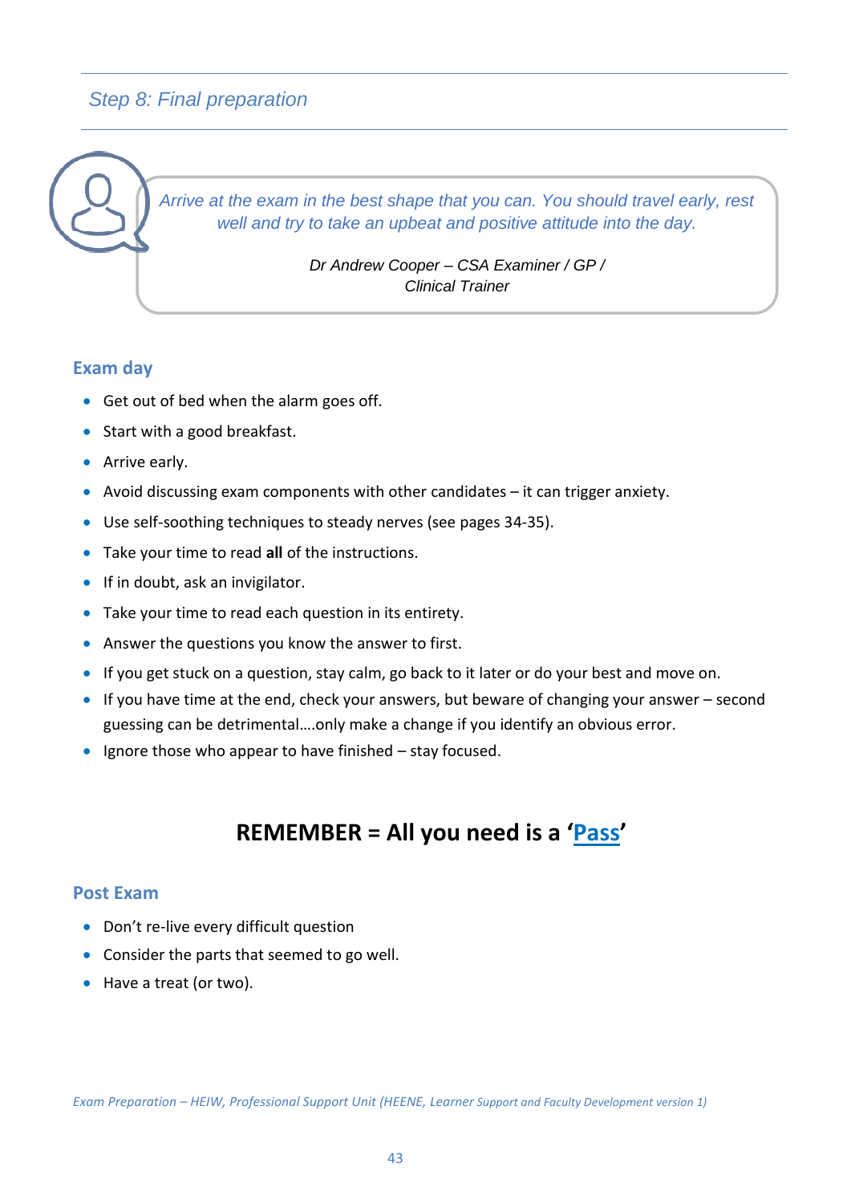## Step 8: Final preparation

> *Arrive at the exam in the best shape that you can. You should travel early, rest well and try to take an upbeat and positive attitude into the day.*
>
> *Dr Andrew Cooper – CSA Examiner / GP / Clinical Trainer*

### Exam day

- Get out of bed when the alarm goes off.
- Start with a good breakfast.
- Arrive early.
- Avoid discussing exam components with other candidates – it can trigger anxiety.
- Use self-soothing techniques to steady nerves (see pages 34-35).
- Take your time to read **all** of the instructions.
- If in doubt, ask an invigilator.
- Take your time to read each question in its entirety.
- Answer the questions you know the answer to first.
- If you get stuck on a question, stay calm, go back to it later or do your best and move on.
- If you have time at the end, check your answers, but beware of changing your answer – second guessing can be detrimental….only make a change if you identify an obvious error.
- Ignore those who appear to have finished – stay focused.

**REMEMBER = All you need is a '<u>Pass</u>'**

### Post Exam

- Don't re-live every difficult question
- Consider the parts that seemed to go well.
- Have a treat (or two).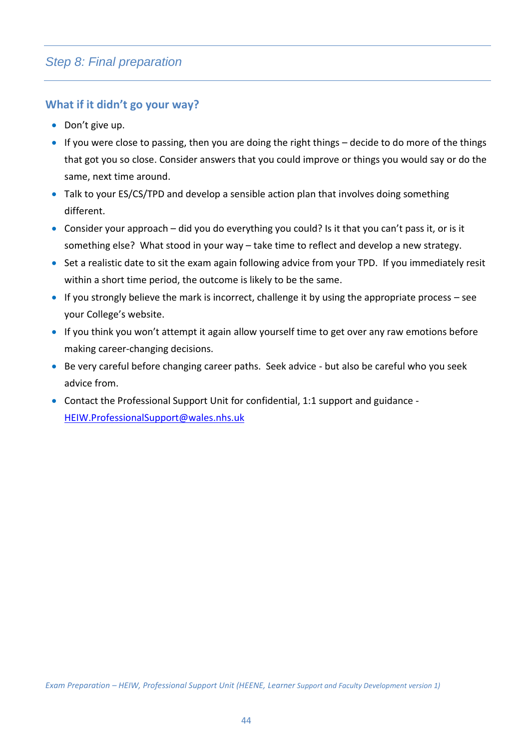## Step 8: Final preparation

### What if it didn't go your way?

- Don't give up.
- If you were close to passing, then you are doing the right things – decide to do more of the things that got you so close. Consider answers that you could improve or things you would say or do the same, next time around.
- Talk to your ES/CS/TPD and develop a sensible action plan that involves doing something different.
- Consider your approach – did you do everything you could? Is it that you can't pass it, or is it something else? What stood in your way – take time to reflect and develop a new strategy.
- Set a realistic date to sit the exam again following advice from your TPD. If you immediately resit within a short time period, the outcome is likely to be the same.
- If you strongly believe the mark is incorrect, challenge it by using the appropriate process – see your College's website.
- If you think you won't attempt it again allow yourself time to get over any raw emotions before making career-changing decisions.
- Be very careful before changing career paths. Seek advice - but also be careful who you seek advice from.
- Contact the Professional Support Unit for confidential, 1:1 support and guidance - HEIW.ProfessionalSupport@wales.nhs.uk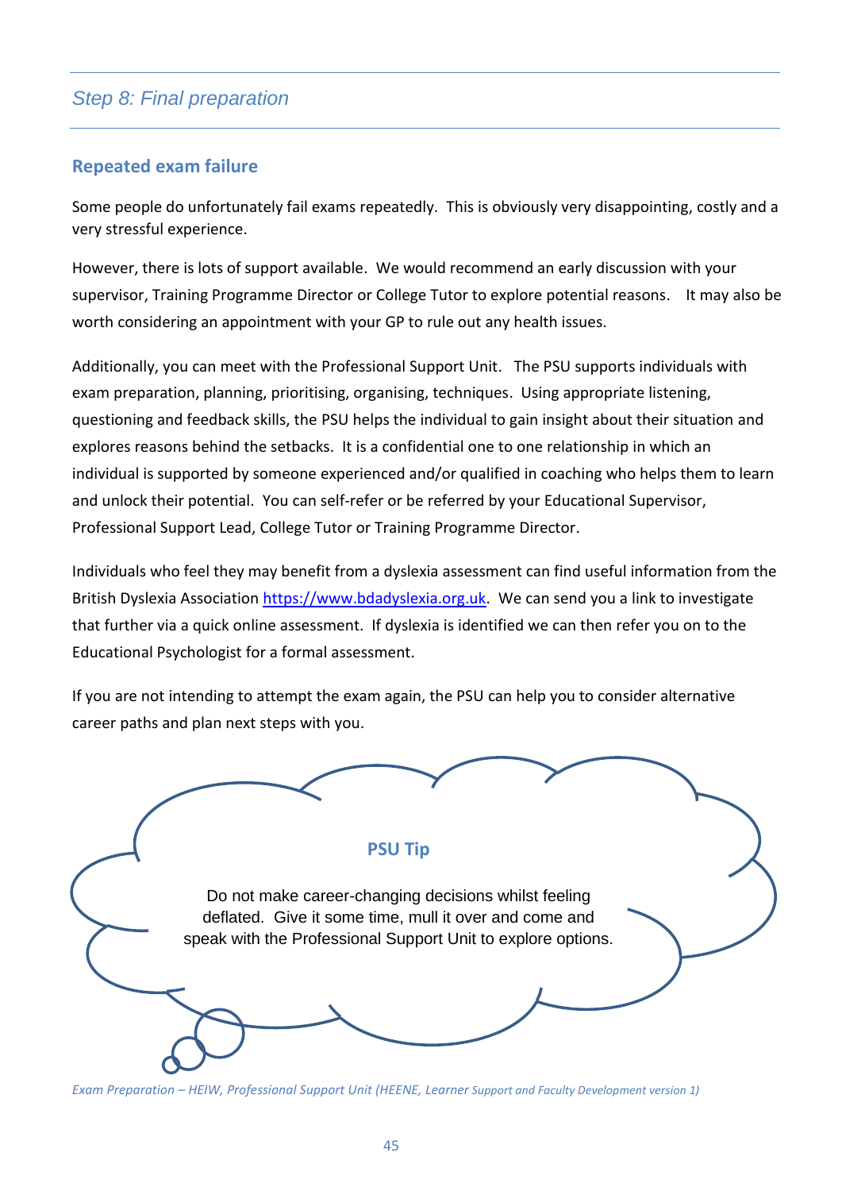## Step 8: Final preparation

### Repeated exam failure

Some people do unfortunately fail exams repeatedly. This is obviously very disappointing, costly and a very stressful experience.

However, there is lots of support available. We would recommend an early discussion with your supervisor, Training Programme Director or College Tutor to explore potential reasons. It may also be worth considering an appointment with your GP to rule out any health issues.

Additionally, you can meet with the Professional Support Unit. The PSU supports individuals with exam preparation, planning, prioritising, organising, techniques. Using appropriate listening, questioning and feedback skills, the PSU helps the individual to gain insight about their situation and explores reasons behind the setbacks. It is a confidential one to one relationship in which an individual is supported by someone experienced and/or qualified in coaching who helps them to learn and unlock their potential. You can self-refer or be referred by your Educational Supervisor, Professional Support Lead, College Tutor or Training Programme Director.

Individuals who feel they may benefit from a dyslexia assessment can find useful information from the British Dyslexia Association https://www.bdadyslexia.org.uk. We can send you a link to investigate that further via a quick online assessment. If dyslexia is identified we can then refer you on to the Educational Psychologist for a formal assessment.

If you are not intending to attempt the exam again, the PSU can help you to consider alternative career paths and plan next steps with you.

**PSU Tip**

Do not make career-changing decisions whilst feeling deflated. Give it some time, mull it over and come and speak with the Professional Support Unit to explore options.

*Exam Preparation – HEIW, Professional Support Unit (HEENE, Learner Support and Faculty Development version 1)*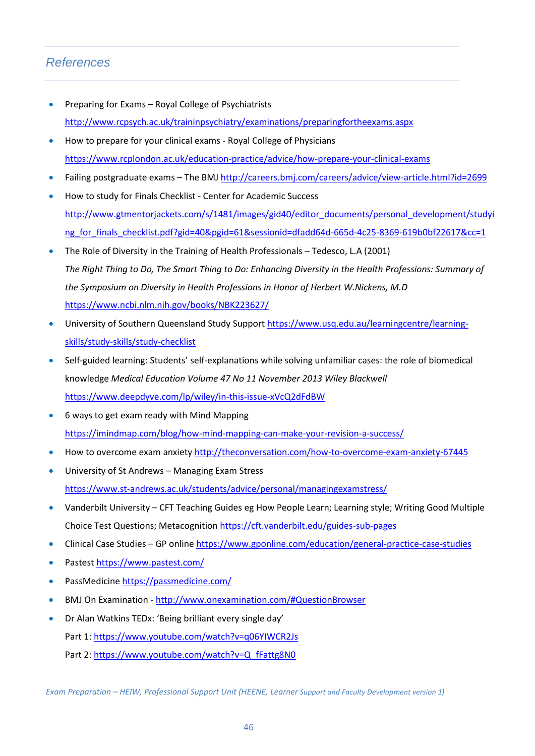## *References*

- Preparing for Exams – Royal College of Psychiatrists
  http://www.rcpsych.ac.uk/traininpsychiatry/examinations/preparingfortheexams.aspx
- How to prepare for your clinical exams - Royal College of Physicians
  https://www.rcplondon.ac.uk/education-practice/advice/how-prepare-your-clinical-exams
- Failing postgraduate exams – The BMJ http://careers.bmj.com/careers/advice/view-article.html?id=2699
- How to study for Finals Checklist - Center for Academic Success
  http://www.gtmentorjackets.com/s/1481/images/gid40/editor_documents/personal_development/studying_for_finals_checklist.pdf?gid=40&pgid=61&sessionid=dfadd64d-665d-4c25-8369-619b0bf22617&cc=1
- The Role of Diversity in the Training of Health Professionals – Tedesco, L.A (2001)
  *The Right Thing to Do, The Smart Thing to Do: Enhancing Diversity in the Health Professions: Summary of the Symposium on Diversity in Health Professions in Honor of Herbert W.Nickens, M.D*
  https://www.ncbi.nlm.nih.gov/books/NBK223627/
- University of Southern Queensland Study Support https://www.usq.edu.au/learningcentre/learning-skills/study-skills/study-checklist
- Self-guided learning: Students' self-explanations while solving unfamiliar cases: the role of biomedical knowledge *Medical Education Volume 47 No 11 November 2013 Wiley Blackwell*
  https://www.deepdyve.com/lp/wiley/in-this-issue-xVcQ2dFdBW
- 6 ways to get exam ready with Mind Mapping
  https://imindmap.com/blog/how-mind-mapping-can-make-your-revision-a-success/
- How to overcome exam anxiety http://theconversation.com/how-to-overcome-exam-anxiety-67445
- University of St Andrews – Managing Exam Stress
  https://www.st-andrews.ac.uk/students/advice/personal/managingexamstress/
- Vanderbilt University – CFT Teaching Guides eg How People Learn; Learning style; Writing Good Multiple Choice Test Questions; Metacognition https://cft.vanderbilt.edu/guides-sub-pages
- Clinical Case Studies – GP online https://www.gponline.com/education/general-practice-case-studies
- Pastest https://www.pastest.com/
- PassMedicine https://passmedicine.com/
- BMJ On Examination - http://www.onexamination.com/#QuestionBrowser
- Dr Alan Watkins TEDx: 'Being brilliant every single day'
  Part 1: https://www.youtube.com/watch?v=q06YIWCR2Js
  Part 2: https://www.youtube.com/watch?v=Q_fFattg8N0

*Exam Preparation – HEIW, Professional Support Unit (HEENE, Learner Support and Faculty Development version 1)*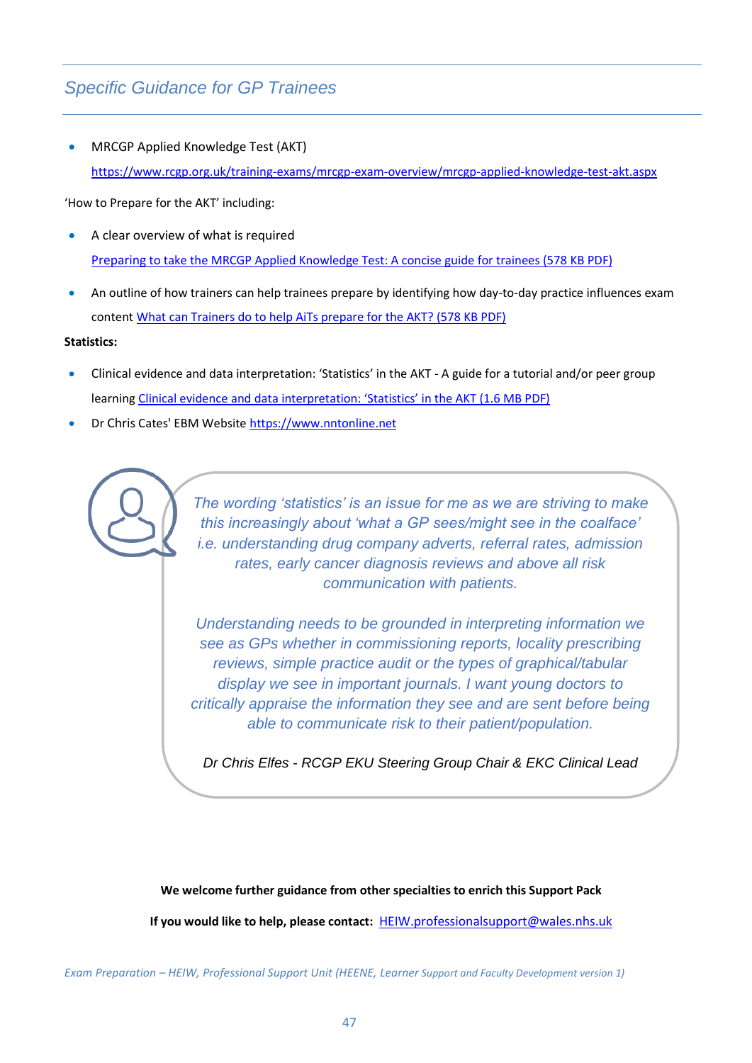## *Specific Guidance for GP Trainees*

- MRCGP Applied Knowledge Test (AKT)
  https://www.rcgp.org.uk/training-exams/mrcgp-exam-overview/mrcgp-applied-knowledge-test-akt.aspx

'How to Prepare for the AKT' including:

- A clear overview of what is required
  Preparing to take the MRCGP Applied Knowledge Test: A concise guide for trainees (578 KB PDF)
- An outline of how trainers can help trainees prepare by identifying how day-to-day practice influences exam content What can Trainers do to help AiTs prepare for the AKT? (578 KB PDF)

**Statistics:**

- Clinical evidence and data interpretation: 'Statistics' in the AKT - A guide for a tutorial and/or peer group learning Clinical evidence and data interpretation: 'Statistics' in the AKT (1.6 MB PDF)
- Dr Chris Cates' EBM Website https://www.nntonline.net

*The wording 'statistics' is an issue for me as we are striving to make this increasingly about 'what a GP sees/might see in the coalface' i.e. understanding drug company adverts, referral rates, admission rates, early cancer diagnosis reviews and above all risk communication with patients.*

*Understanding needs to be grounded in interpreting information we see as GPs whether in commissioning reports, locality prescribing reviews, simple practice audit or the types of graphical/tabular display we see in important journals. I want young doctors to critically appraise the information they see and are sent before being able to communicate risk to their patient/population.*

*Dr Chris Elfes - RCGP EKU Steering Group Chair & EKC Clinical Lead*

**We welcome further guidance from other specialties to enrich this Support Pack**

**If you would like to help, please contact:** HEIW.professionalsupport@wales.nhs.uk